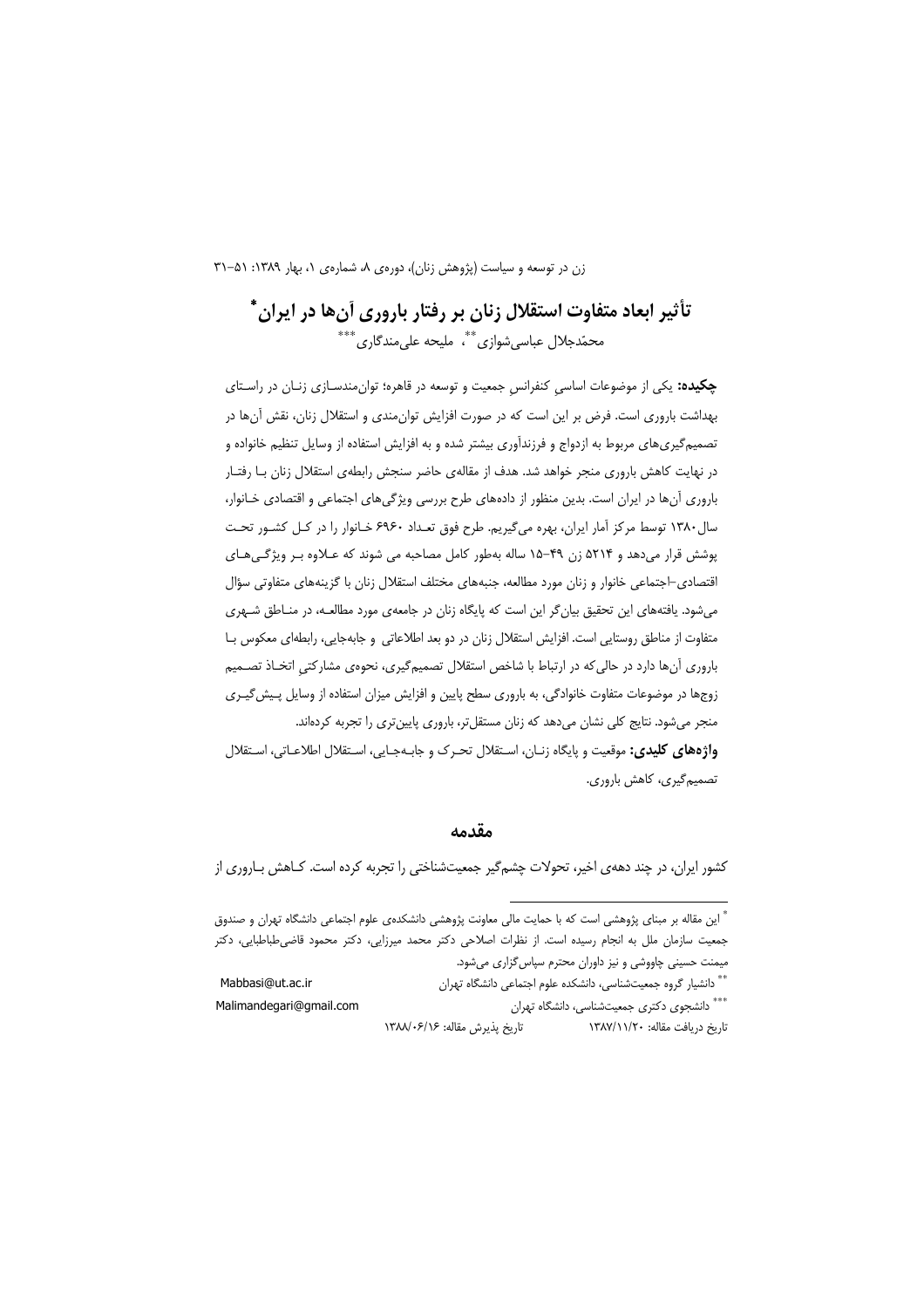# تأثیر ابعاد متفاوت استقلال زنان بر رفتار باروری آن‌ها در ایران*

محمّدجلال عباسی‌شوازی**، ملیحه علی‌مندگاری***

**چکیده:** یکی از موضوعات اساسیِ کنفرانسِ جمعیت و توسعه در قاهره؛ توان‌مندسازی زنـان در راسـتای بهداشت باروری است. فرض بر این است که در صورت افزایش توان‌مندی و استقلال زنان، نقش آن‌ها در تصمیم‌گیری‌های مربوط به ازدواج و فرزندآوری بیشتر شده و به افزایش استفاده از وسایل تنظیم خانواده و در نهایت کاهش باروری منجر خواهد شد. هدف از مقاله‌ی حاضر سنجش رابطه‌ی استقلال زنان بـا رفتـار باروری آن‌ها در ایران است. بدین منظور از داده‌های طرح بررسی ویژگی‌های اجتماعی و اقتصادی خـانوار، سال ۱۳۸۰ توسط مرکز آمار ایران، بهره می‌گیریم. طرح فوق تعـداد ۶۹۶۰ خـانوار را در کـل کشـور تحـت پوشش قرار می‌دهد و ۵۲۱۴ زن ۴۹-۱۵ ساله به‌طور کامل مصاحبه می شوند که عـلاوه بـر ویژگـی‌هـای اقتصادی–اجتماعی خانوار و زنان مورد مطالعه، جنبه‌های مختلف استقلال زنان با گزینه‌های متفاوتی سؤال می‌شود. یافته‌های این تحقیق بیان‌گر این است که پایگاه زنان در جامعه‌ی مورد مطالعـه، در منـاطق شـهری متفاوت از مناطق روستایی است. افزایش استقلال زنان در دو بعد اطلاعاتی و جابه‌جایی، رابطه‌ای معکوس بـا باروری آن‌ها دارد در حالی‌که در ارتباط با شاخص استقلال تصمیم‌گیری، نحوه‌ی مشارکتیِ اتخـاذ تصـمیم زوج‌ها در موضوعات متفاوت خانوادگی، به باروری سطح پایین و افزایش میزان استفاده از وسایل پـیش‌گیـری منجر می‌شود. نتایج کلی نشان می‌دهد که زنان مستقل‌تر، باروری پایین‌تری را تجربه کرده‌اند.

**واژه‌های کلیدی:** موقعیت و پایگاه زنـان، اسـتقلال تحـرک و جابـه‌جـایی، اسـتقلال اطلاعـاتی، اسـتقلال تصمیم‌گیری، کاهش باروری.

## مقدمه

کشور ایران، در چند دهه‌ی اخیر، تحولات چشم‌گیر جمعیت‌شناختی را تجربه کرده است. کـاهش بـاروری از

---

* این مقاله بر مبنای پژوهشی است که با حمایت مالی معاونت پژوهشی دانشکده‌ی علوم اجتماعی دانشگاه تهران و صندوق جمعیت سازمان ملل به انجام رسیده است. از نظرات اصلاحی دکتر محمد میرزایی، دکتر محمود قاضی‌طباطبایی، دکتر میمنت حسینی چاووشی و نیز داوران محترم سپاس‌گزاری می‌شود.

** دانشیار گروه جمعیت‌شناسی، دانشکده علوم اجتماعی دانشگاه تهران — Mabbasi@ut.ac.ir

*** دانشجوی دکتری جمعیت‌شناسی، دانشگاه تهران — Malimandegari@gmail.com

تاریخ دریافت مقاله: ۱۳۸۷/۱۱/۲۰ — تاریخ پذیرش مقاله: ۱۳۸۸/۰۶/۱۶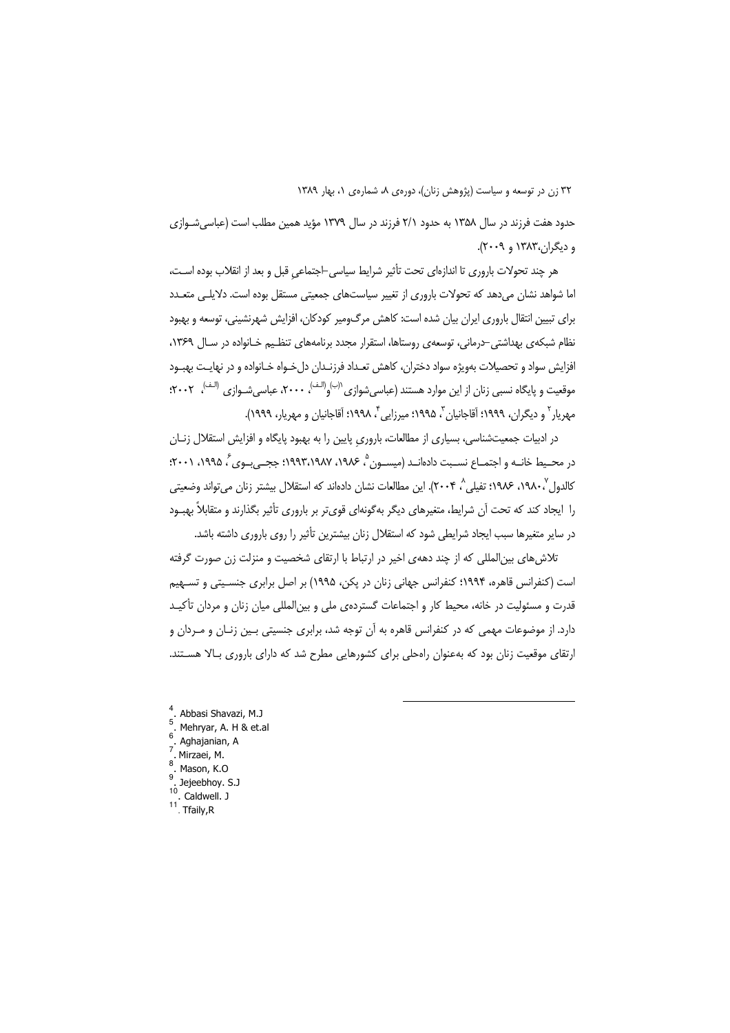حدود هفت فرزند در سال ۱۳۵۸ به حدود ۲/۱ فرزند در سال ۱۳۷۹ مؤید همین مطلب است (عباسی‌شوازی و دیگران،۱۳۸۳ و ۲۰۰۹).

هر چند تحولات باروری تا اندازه‌ای تحت تأثیر شرایط سیاسی-اجتماعیِ قبل و بعد از انقلاب بوده است، اما شواهد نشان می‌دهد که تحولات باروری از تغییر سیاست‌های جمعیتی مستقل بوده است. دلایلی متعدد برای تبیین انتقال باروری ایران بیان شده است: کاهش مرگ‌ومیر کودکان، افزایش شهرنشینی، توسعه و بهبود نظام شبکه‌ی بهداشتی-درمانی، توسعه‌ی روستاها، استقرار مجدد برنامه‌های تنظیم خانواده در سال ۱۳۶۹، افزایش سواد و تحصیلات به‌ویژه سواد دختران، کاهش تعداد فرزندان دل‌خواه خانواده و در نهایت بهبود موقعیت و پایگاه نسبی زنان از این موارد هستند (عباسی‌شوازی[(ب)] و[(الف)]، ۲۰۰۰، عباسی‌شوازی [(الف)]، ۲۰۰۲؛ مهریار[۲] و دیگران، ۱۹۹۹؛ آقاجانیان[۳]، ۱۹۹۵؛ میرزایی[۴]، ۱۹۹۸؛ آقاجانیان و مهریار، ۱۹۹۹).

در ادبیات جمعیت‌شناسی، بسیاری از مطالعات، باروریِ پایین را به بهبود پایگاه و افزایش استقلال زنان در محیط خانه و اجتماع نسبت داده‌اند (میسون[۵]، ۱۹۸۶، ۱۹۹۳،۱۹۸۷؛ ججی‌بوی[۶]، ۱۹۹۵، ۲۰۰۱؛ کالدول[۷]،۱۹۸۰، ۱۹۸۶؛ تفیلی[۸]، ۲۰۰۴). این مطالعات نشان داده‌اند که استقلال بیشتر زنان می‌تواند وضعیتی را ایجاد کند که تحت آن شرایط، متغیرهای دیگر به‌گونه‌ای قوی‌تر بر باروری تأثیر بگذارند و متقابلاً بهبود در سایر متغیرها سبب ایجاد شرایطی شود که استقلال زنان بیشترین تأثیر را روی باروری داشته باشد.

تلاش‌های بین‌المللی که از چند دهه‌ی اخیر در ارتباط با ارتقای شخصیت و منزلت زن صورت گرفته است (کنفرانس قاهره، ۱۹۹۴؛ کنفرانس جهانی زنان در پکن، ۱۹۹۵) بر اصل برابری جنسیتی و تسهیم قدرت و مسئولیت در خانه، محیط کار و اجتماعات گسترده‌ی ملی و بین‌المللی میان زنان و مردان تأکید دارد. از موضوعات مهمی که در کنفرانس قاهره به آن توجه شد، برابری جنسیتی بین زنان و مردان و ارتقای موقعیت زنان بود که به‌عنوان راه‌حلی برای کشورهایی مطرح شد که دارای باروری بالا هستند.

---

4. Abbasi Shavazi, M.J
5. Mehryar, A. H & et.al
6. Aghajanian, A
7. Mirzaei, M.
8. Mason, K.O
9. Jejeebhoy. S.J
10. Caldwell. J
11. Tfaily,R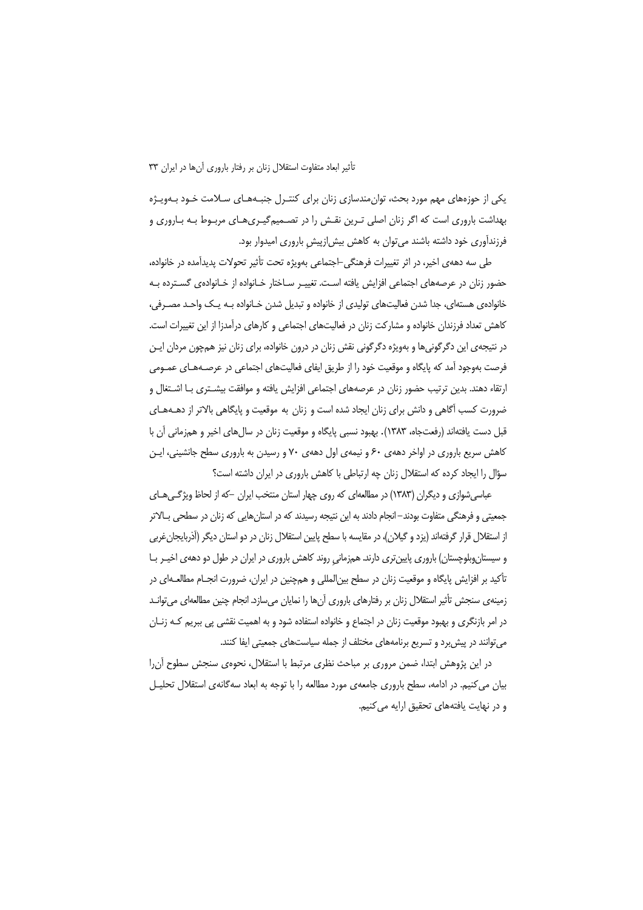یکی از حوزه‌های مهم مورد بحث، توان‌مندسازی زنان برای کنترل جنبه‌های سلامت خود به‌ویژه بهداشت باروری است که اگر زنان اصلی ترین نقش را در تصمیم‌گیری‌های مربوط به باروری و فرزندآوری خود داشته باشند می‌توان به کاهش بیش‌ازپیشِ باروری امیدوار بود.

طی سه دهه‌ی اخیر، در اثر تغییرات فرهنگی–اجتماعی به‌ویژه تحت تأثیر تحولات پدیدآمده در خانواده، حضور زنان در عرصه‌های اجتماعی افزایش یافته است. تغییر ساختار خانواده از خانواده‌ی گسترده به خانواده‌ی هسته‌ای، جدا شدن فعالیت‌های تولیدی از خانواده و تبدیل شدن خانواده به یک واحد مصرفی، کاهش تعداد فرزندان خانواده و مشارکت زنان در فعالیت‌های اجتماعی و کارهای درآمدزا از این تغییرات است. در نتیجه‌ی این دگرگونی‌ها و به‌ویژه دگرگونی نقش زنان در درون خانواده، برای زنان نیز هم‌چون مردان این فرصت به‌وجود آمد که پایگاه و موقعیت خود را از طریق ایفای فعالیت‌های اجتماعی در عرصه‌های عمومی ارتقاء دهند. بدین ترتیب حضور زنان در عرصه‌های اجتماعی افزایش یافته و موافقت بیشتری با اشتغال و ضرورت کسب آگاهی و دانش برای زنان ایجاد شده است و زنان به موقعیت و پایگاهی بالاتر از دهه‌های قبل دست یافته‌اند (رفعت‌جاه، ۱۳۸۳). بهبود نسبی پایگاه و موقعیت زنان در سال‌های اخیر و هم‌زمانی آن با کاهش سریع باروری در اواخر دهه‌ی ۶۰ و نیمه‌ی اول دهه‌ی ۷۰ و رسیدن به باروری سطح جانشینی، این سؤال را ایجاد کرده که استقلال زنان چه ارتباطی با کاهش باروری در ایران داشته است؟

عباسی‌شوازی و دیگران (۱۳۸۳) در مطالعه‌ای که روی چهار استان منتخب ایران –که از لحاظ ویژگی‌های جمعیتی و فرهنگی متفاوت بودند– انجام دادند به این نتیجه رسیدند که در استان‌هایی که زنان در سطحی بالاتر از استقلال قرار گرفته‌اند (یزد و گیلان)، در مقایسه با سطح پایین استقلال زنان در دو استان دیگر (آذربایجان‌غربی و سیستان‌وبلوچستان) باروری پایین‌تری دارند. هم‌زمانیِ روند کاهش باروری در ایران در طول دو دهه‌ی اخیر با تأکید بر افزایش پایگاه و موقعیت زنان در سطح بین‌المللی و هم‌چنین در ایران، ضرورت انجام مطالعه‌ای در زمینه‌ی سنجش تأثیر استقلال زنان بر رفتارهای باروری آن‌ها را نمایان می‌سازد. انجام چنین مطالعه‌ای می‌تواند در امر بازنگری و بهبود موقعیت زنان در اجتماع و خانواده استفاده شود و به اهمیت نقشی پی ببریم که زنان می‌توانند در پیش‌برد و تسریع برنامه‌های مختلف از جمله سیاست‌های جمعیتی ایفا کنند.

در این پژوهش ابتدا، ضمن مروری بر مباحث نظری مرتبط با استقلال، نحوه‌ی سنجش سطوح آن‌را بیان می‌کنیم. در ادامه، سطح باروری جامعه‌ی مورد مطالعه را با توجه به ابعاد سه‌گانه‌ی استقلال تحلیل و در نهایت یافته‌های تحقیق ارایه می‌کنیم.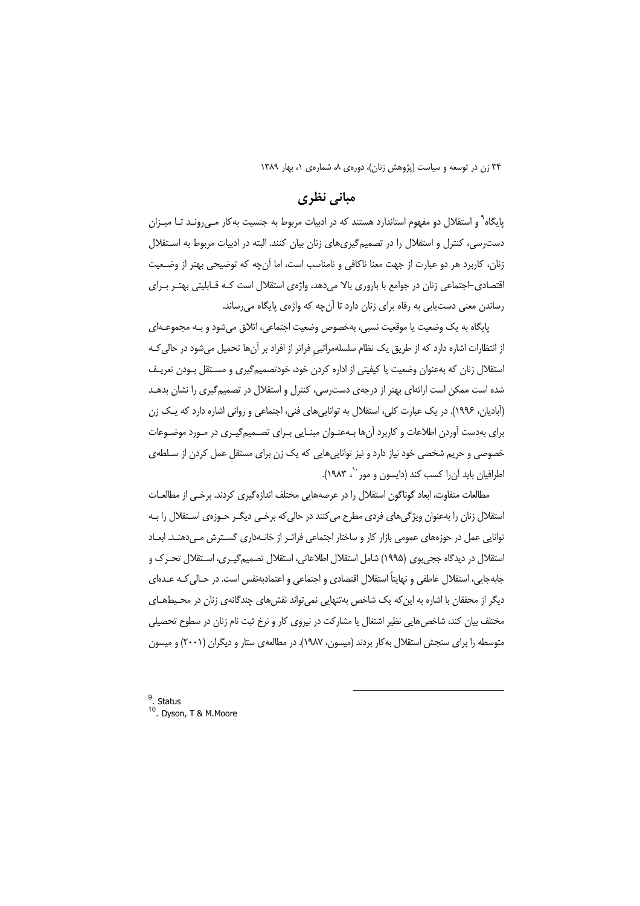## مبانی نظری

پایگاه[9] و استقلال دو مفهوم استاندارد هستند که در ادبیات مربوط به جنسیت به‌کار می‌روند تا میزان دست‌رسی، کنترل و استقلال را در تصمیم‌گیری‌های زنان بیان کنند. البته در ادبیات مربوط به استقلال زنان، کاربرد هر دو عبارت از جهت معنا ناکافی و نامناسب است، اما آن‌چه که توضیحی بهتر از وضعیت اقتصادی–اجتماعی زنان در جوامع با باروری بالا می‌دهد، واژه‌ی استقلال است که قابلیتی بهتر برای رساندن معنی دست‌یابی به رفاه برای زنان دارد تا آن‌چه که واژه‌ی پایگاه می‌رساند.

پایگاه به یک وضعیت یا موقعیت نسبی، به‌خصوص وضعیت اجتماعی، اتلاق می‌شود و به مجموعه‌ای از انتظارات اشاره دارد که از طریق یک نظام سلسله‌مراتبیِ فراتر از افراد بر آن‌ها تحمیل می‌شود در حالی‌که استقلال زنان که به‌عنوان وضعیت یا کیفیتی از اداره کردن خود، خودتصمیم‌گیری و مستقل بودن تعریف شده است ممکن است ارائه‌ای بهتر از درجه‌ی دست‌رسی، کنترل و استقلال در تصمیم‌گیری را نشان بدهد (آبادیان، ۱۹۹۶). در یک عبارت کلی، استقلال به توانایی‌های فنی، اجتماعی و روانی اشاره دارد که یک زن برای به‌دست آوردن اطلاعات و کاربرد آن‌ها به‌عنوان مبنایی برای تصمیم‌گیری در مورد موضوعات خصوصی و حریم شخصی خود نیاز دارد و نیز توانایی‌هایی که یک زن برای مستقل عمل کردن از سلطه‌ی اطرافیان باید آن‌را کسب کند (دایسون و مور[10]، ۱۹۸۳).

مطالعات متفاوت، ابعاد گوناگون استقلال را در عرصه‌هایی مختلف اندازه‌گیری کردند. برخی از مطالعات استقلال زنان را به‌عنوان ویژگی‌های فردی مطرح می‌کنند در حالی‌که برخی دیگر حوزه‌ی استقلال را به توانایی عمل در حوزه‌های عمومی بازار کار و ساختار اجتماعی فراتر از خانه‌داری گسترش می‌دهند. ابعاد استقلال در دیدگاه جچی‌بوی (۱۹۹۵) شامل استقلال اطلاعاتی، استقلال تصمیم‌گیری، استقلال تحرک و جابه‌جایی، استقلال عاطفی و نهایتاً استقلال اقتصادی و اجتماعی و اعتمادبه‌نفس است. در حالی‌که عده‌ای دیگر از محققان با اشاره به این‌که یک شاخص به‌تنهایی نمی‌تواند نقش‌های چندگانه‌ی زنان در محیط‌های مختلف بیان کند، شاخص‌هایی نظیر اشتغال یا مشارکت در نیروی کار و نرخ ثبت نام زنان در سطوح تحصیلی متوسطه را برای سنجش استقلال به‌کار بردند (میسون، ۱۹۸۷). در مطالعه‌ی ستار و دیگران (۲۰۰۱) و میسون

---

[9]. Status

[10]. Dyson, T & M.Moore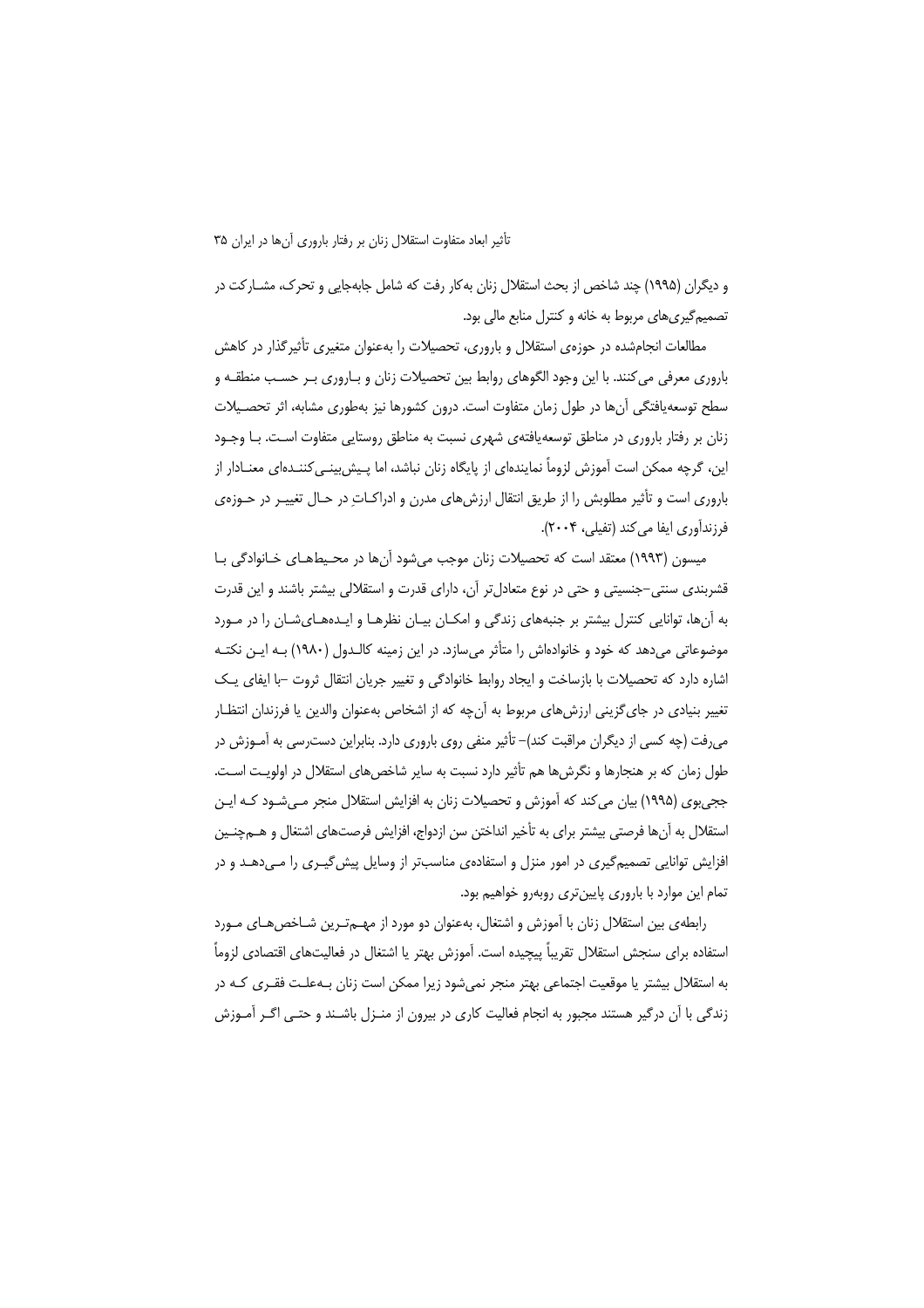و دیگران (۱۹۹۵) چند شاخص از بحث استقلال زنان به‌کار رفت که شامل جابه‌جایی و تحرک، مشـارکت در تصمیم‌گیری‌های مربوط به خانه و کنترل منابع مالی بود.

مطالعات انجام‌شده در حوزه‌ی استقلال و باروری، تحصیلات را به‌عنوان متغیری تأثیرگذار در کاهش باروری معرفی می‌کنند. با این وجود الگوهای روابط بین تحصیلات زنان و بـاروری بـر حسـب منطقـه و سطح توسعه‌یافتگی آن‌ها در طول زمان متفاوت است. درون کشورها نیز به‌طوری مشابه، اثر تحصـیلات زنان بر رفتار باروری در مناطق توسعه‌یافته‌ی شهری نسبت به مناطق روستایی متفاوت اسـت. بـا وجـود این، گرچه ممکن است آموزش لزوماً نماینده‌ای از پایگاه زنان نباشد، اما پـیش‌بینـی‌کننـده‌ای معنـادار از باروری است و تأثیر مطلوبش را از طریق انتقال ارزش‌های مدرن و ادراکـاتِ در حـال تغییـر در حـوزه‌ی فرزندآوری ایفا می‌کند (تفیلی، ۲۰۰۴).

میسون (۱۹۹۳) معتقد است که تحصیلات زنان موجب می‌شود آن‌ها در محـیط‌هـای خـانوادگی بـا قشربندی سنتی–جنسیتی و حتی در نوع متعادل‌تر آن، دارای قدرت و استقلالی بیشتر باشند و این قدرت به آن‌ها، توانایی کنترل بیشتر بر جنبه‌های زندگی و امکـان بیـان نظرهـا و ایـده‌هـای‌شـان را در مـورد موضوعاتی می‌دهد که خود و خانواده‌اش را متأثر می‌سازد. در این زمینه کالـدول (۱۹۸۰) بـه ایـن نکتـه اشاره دارد که تحصیلات با بازساخت و ایجاد روابط خانوادگی و تغییر جریان انتقال ثروت –با ایفای یـک تغییر بنیادی در جای‌گزینی ارزش‌های مربوط به آن‌چه که از اشخاص به‌عنوان والدین یا فرزندان انتظـار می‌رفت (چه کسی از دیگران مراقبت کند)– تأثیر منفی روی باروری دارد. بنابراین دسترسی به آمـوزش در طول زمان که بر هنجارها و نگرش‌ها هم تأثیر دارد نسبت به سایر شاخص‌های استقلال در اولویـت اسـت. جججی‌بوی (۱۹۹۵) بیان می‌کند که آموزش و تحصیلات زنان به افزایش استقلال منجر مـی‌شـود کـه ایـن استقلال به آن‌ها فرصتی بیشتر برای به تأخیر انداختن سن ازدواج، افزایش فرصت‌های اشتغال و هـم‌چنـین افزایش توانایی تصمیم‌گیری در امور منزل و استفاده‌ی مناسب‌تر از وسایل پیش‌گیـری را مـی‌دهـد و در تمام این موارد با باروری پایین‌تری روبه‌رو خواهیم بود.

رابطه‌ی بین استقلال زنان با آموزش و اشتغال، به‌عنوان دو مورد از مهـم‌تـرین شـاخص‌هـای مـورد استفاده برای سنجش استقلال تقریباً پیچیده است. آموزش بهتر یا اشتغال در فعالیت‌های اقتصادی لزوماً به استقلال بیشتر یا موقعیت اجتماعی بهتر منجر نمی‌شود زیرا ممکن است زنان بـه‌علـت فقـری کـه در زندگی با آن درگیر هستند مجبور به انجام فعالیت کاری در بیرون از منـزل باشـند و حتـی اگـر آمـوزش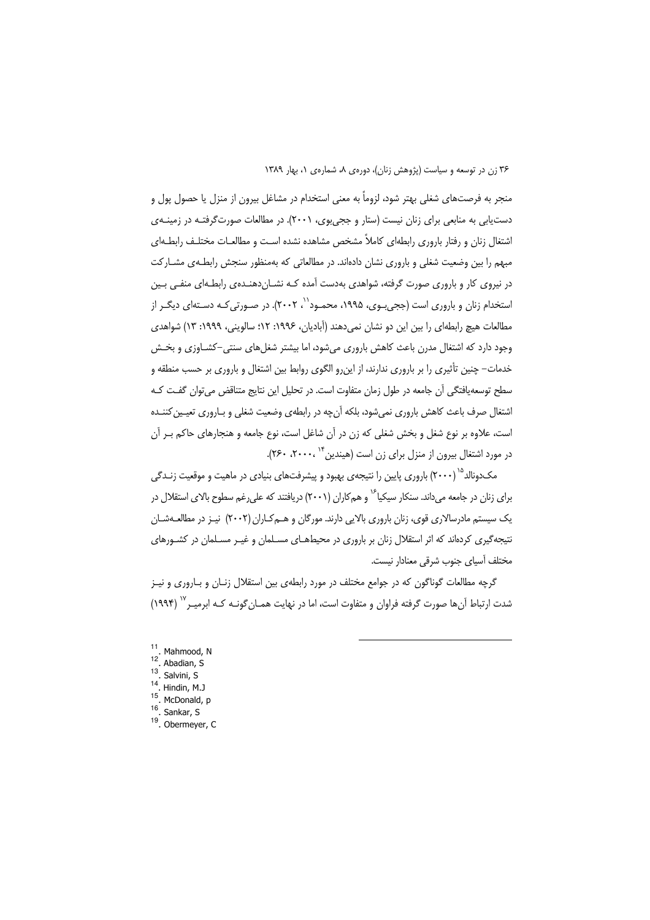منجر به فرصت‌های شغلی بهتر شود، لزوماً به معنی استخدام در مشاغل بیرون از منزل یا حصول پول و دست‌یابی به منابعی برای زنان نیست (ستار و ججی‌بوی، ۲۰۰۱). در مطالعات صورت‌گرفته در زمینه‌ی اشتغال زنان و رفتار باروری رابطه‌ای کاملاً مشخص مشاهده نشده است و مطالعات مختلف رابطه‌ای مبهم را بین وضعیت شغلی و باروری نشان داده‌اند. در مطالعاتی که به‌منظور سنجش رابطه‌ی مشارکت در نیروی کار و باروری صورت گرفته، شواهدی به‌دست آمده که نشان‌دهنده‌ی رابطه‌ای منفی بین استخدام زنان و باروری است (ججی‌بوی، ۱۹۹۵، محمود[11]، ۲۰۰۲). در صورتی‌که دسته‌ای دیگر از مطالعات هیچ رابطه‌ای را بین این دو نشان نمی‌دهند (آبادیان، ۱۹۹۶: ۱۲؛ سالوینی، ۱۹۹۹: ۱۳) شواهدی وجود دارد که اشتغال مدرن باعث کاهش باروری می‌شود، اما بیشتر شغل‌های سنتی–کشاورزی و بخش خدمات– چنین تأثیری را بر باروری ندارند، از این‌رو الگوی روابط بین اشتغال و باروری بر حسب منطقه و سطح توسعه‌یافتگی آن جامعه در طول زمان متفاوت است. در تحلیل این نتایج متناقض می‌توان گفت که اشتغال صرف باعث کاهش باروری نمی‌شود، بلکه آن‌چه در رابطه‌ی وضعیت شغلی و باروری تعیین‌کننده است، علاوه بر نوع شغل و بخش شغلی که زن در آن شاغل است، نوع جامعه و هنجارهای حاکم بر آن در مورد اشتغال بیرون از منزل برای زن است (هیندین[14]، ۲۰۰۰، ۲۶۰).

مک‌دونالد[15] (۲۰۰۰) باروری پایین را نتیجه‌ی بهبود و پیشرفت‌های بنیادی در ماهیت و موقعیت زندگی برای زنان در جامعه می‌داند. سنکار سیکیا[16] و هم‌کاران (۲۰۰۱) دریافتند که علی‌رغم سطوح بالای استقلال در یک سیستم مادرسالاری قوی، زنان باروری بالایی دارند. مورگان و هم‌کاران (۲۰۰۲) نیز در مطالعه‌شان نتیجه‌گیری کرده‌اند که اثر استقلال زنان بر باروری در محیط‌های مسلمان و غیر مسلمان در کشورهای مختلف آسیای جنوب شرقی معنادار نیست.

گرچه مطالعات گوناگون که در جوامع مختلف در مورد رابطه‌ی بین استقلال زنان و باروری و نیز شدت ارتباط آن‌ها صورت گرفته فراوان و متفاوت است، اما در نهایت همان‌گونه که ابرمیر[17] (۱۹۹۴)

---

[11]. Mahmood, N
[12]. Abadian, S
[13]. Salvini, S
[14]. Hindin, M.J
[15]. McDonald, p
[16]. Sankar, S
[19]. Obermeyer, C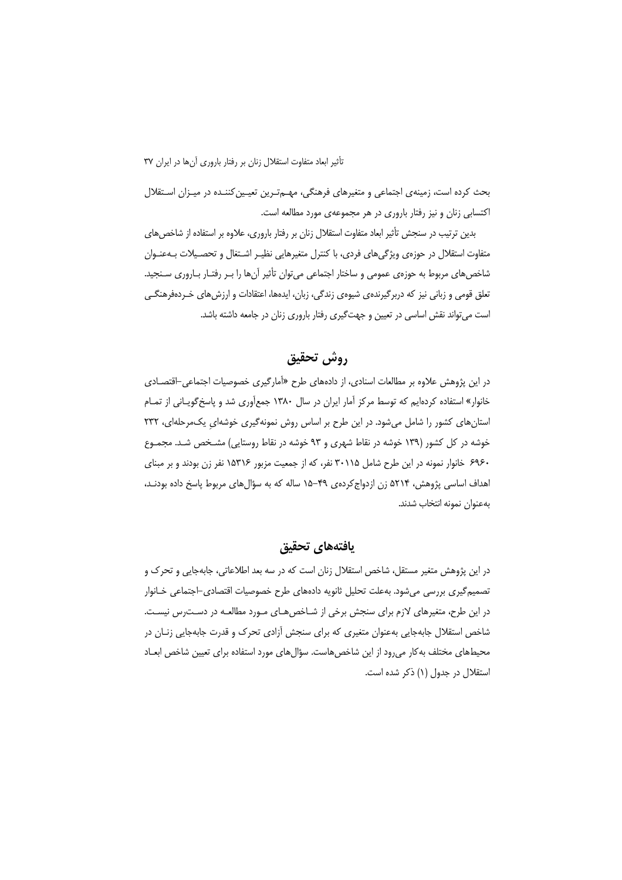بحث کرده است، زمینه‌ی اجتماعی و متغیرهای فرهنگی، مهم‌ترین تعیین‌کننده در میزان استقلال اکتسابی زنان و نیز رفتار باروری در هر مجموعه‌ی مورد مطالعه است.

بدین ترتیب در سنجش تأثیر ابعاد متفاوت استقلال زنان بر رفتار باروری، علاوه بر استفاده از شاخص‌های متفاوت استقلال در حوزه‌ی ویژگی‌های فردی، با کنترل متغیرهایی نظیر اشتغال و تحصیلات به‌عنوان شاخص‌های مربوط به حوزه‌ی عمومی و ساختار اجتماعی می‌توان تأثیر آن‌ها را بر رفتار باروری سنجید. تعلق قومی و زبانی نیز که دربرگیرنده‌ی شیوه‌ی زندگی، زبان، ایده‌ها، اعتقادات و ارزش‌های خرده‌فرهنگی است می‌تواند نقش اساسی در تعیین و جهت‌گیری رفتار باروری زنان در جامعه داشته باشد.

## روش تحقیق

در این پژوهش علاوه بر مطالعات اسنادی، از داده‌های طرح «آمارگیری خصوصیات اجتماعی-اقتصادی خانوار» استفاده کرده‌ایم که توسط مرکز آمار ایران در سال ۱۳۸۰ جمع‌آوری شد و پاسخ‌گویانی از تمام استان‌های کشور را شامل می‌شود. در این طرح بر اساس روش نمونه‌گیری خوشه‌ایِ یک‌مرحله‌ای، ۲۳۲ خوشه در کل کشور (۱۳۹ خوشه در نقاط شهری و ۹۳ خوشه در نقاط روستایی) مشخص شد. مجموع ۶۹۶۰ خانوار نمونه در این طرح شامل ۳۰۱۱۵ نفر، که از جمعیت مزبور ۱۵۳۱۶ نفر زن بودند و بر مبنای اهداف اساسی پژوهش، ۵۲۱۴ زن ازدواج‌کرده‌ی ۴۹-۱۵ ساله که به سؤال‌های مربوط پاسخ داده بودند، به‌عنوان نمونه انتخاب شدند.

## یافته‌های تحقیق

در این پژوهش متغیر مستقل، شاخص استقلال زنان است که در سه بعد اطلاعاتی، جابه‌جایی و تحرک و تصمیم‌گیری بررسی می‌شود. به‌علت تحلیل ثانویه داده‌های طرح خصوصیات اقتصادی-اجتماعی خانوار در این طرح، متغیرهای لازم برای سنجش برخی از شاخص‌های مورد مطالعه در دسترس نیست. شاخص استقلال جابه‌جایی به‌عنوان متغیری که برای سنجش آزادی تحرک و قدرت جابه‌جایی زنان در محیط‌های مختلف به‌کار می‌رود از این شاخص‌هاست. سؤال‌های مورد استفاده برای تعیین شاخص ابعاد استقلال در جدول (۱) ذکر شده است.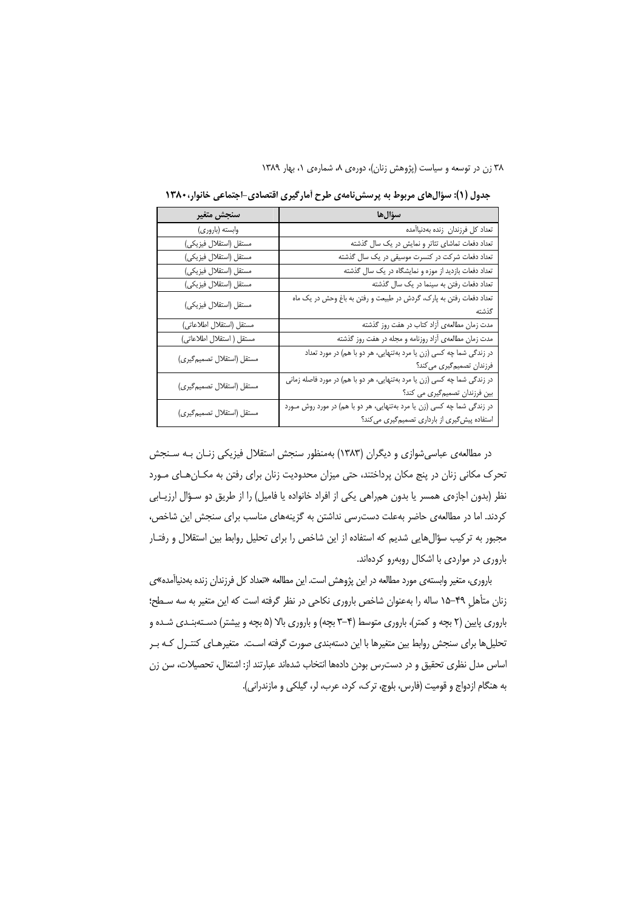جدول (۱): سؤال‌های مربوط به پرسش‌نامه‌ی طرح آمارگیری اقتصادی-اجتماعی خانوار، ۱۳۸۰

| سؤال‌ها | سنجش متغیر |
|---|---|
| تعداد کل فرزندان زنده به‌دنیاآمده | وابسته (باروری) |
| تعداد دفعات تماشای تئاتر و نمایش در یک سال گذشته | مستقل (استقلال فیزیکی) |
| تعداد دفعات شرکت در کنسرت موسیقی در یک سال گذشته | مستقل (استقلال فیزیکی) |
| تعداد دفعات بازدید از موزه و نمایشگاه در یک سال گذشته | مستقل (استقلال فیزیکی) |
| تعداد دفعات رفتن به سینما در یک سال گذشته | مستقل (استقلال فیزیکی) |
| تعداد دفعات رفتن به پارک، گردش در طبیعت و رفتن به باغ وحش در یک ماه گذشته | مستقل (استقلال فیزیکی) |
| مدت زمان مطالعه‌ی آزاد کتاب در هفت روز گذشته | مستقل (استقلال اطلاعاتی) |
| مدت زمان مطالعه‌ی آزاد روزنامه و مجله در هفت روز گذشته | مستقل ( استقلال اطلاعاتی) |
| در زندگی شما چه کسی (زن یا مرد به‌تنهایی، هر دو با هم) در مورد تعداد فرزندان تصمیم‌گیری می‌کند؟ | مستقل (استقلال تصمیم‌گیری) |
| در زندگی شما چه کسی (زن یا مرد به‌تنهایی، هر دو با هم) در مورد فاصله زمانی بین فرزندان تصمیم‌گیری می کند؟ | مستقل (استقلال تصمیم‌گیری) |
| در زندگی شما چه کسی (زن یا مرد به‌تنهایی، هر دو با هم) در مورد روش مورد استفاده پیش‌گیری از بارداری تصمیم‌گیری می‌کند؟ | مستقل (استقلال تصمیم‌گیری) |

در مطالعه‌ی عباسی‌شوازی و دیگران (۱۳۸۳) به‌منظور سنجش استقلال فیزیکی زنان به سنجش تحرک مکانی زنان در پنج مکان پرداختند، حتی میزان محدودیت زنان برای رفتن به مکان‌های مورد نظر (بدون اجازه‌ی همسر یا بدون همراهی یکی از افراد خانواده یا فامیل) را از طریق دو سؤال ارزیابی کردند. اما در مطالعه‌ی حاضر به‌علت دست‌رسی نداشتن به گزینه‌های مناسب برای سنجش این شاخص، مجبور به ترکیب سؤال‌هایی شدیم که استفاده از این شاخص را برای تحلیل روابط بین استقلال و رفتار باروری در مواردی با اشکال روبه‌رو کرده‌اند.

باروری، متغیر وابسته‌ی مورد مطالعه در این پژوهش است. این مطالعه «تعداد کل فرزندان زنده به‌دنیاآمده»ی زنان متأهل ۴۹-۱۵ ساله را به‌عنوان شاخص باروری نکاحی در نظر گرفته است که این متغیر به سه سطح؛ باروری پایین (۲ بچه و کمتر)، باروری متوسط (۴-۳ بچه) و باروری بالا (۵ بچه و بیشتر) دسته‌بندی شده و تحلیل‌ها برای سنجش روابط بین متغیرها با این دسته‌بندی صورت گرفته است. متغیرهای کنترل که بر اساس مدل نظری تحقیق و در دست‌رس بودن داده‌ها انتخاب شده‌اند عبارتند از: اشتغال، تحصیلات، سن زن به هنگام ازدواج و قومیت (فارس، بلوچ، ترک، کرد، عرب، لر، گیلکی و مازندرانی).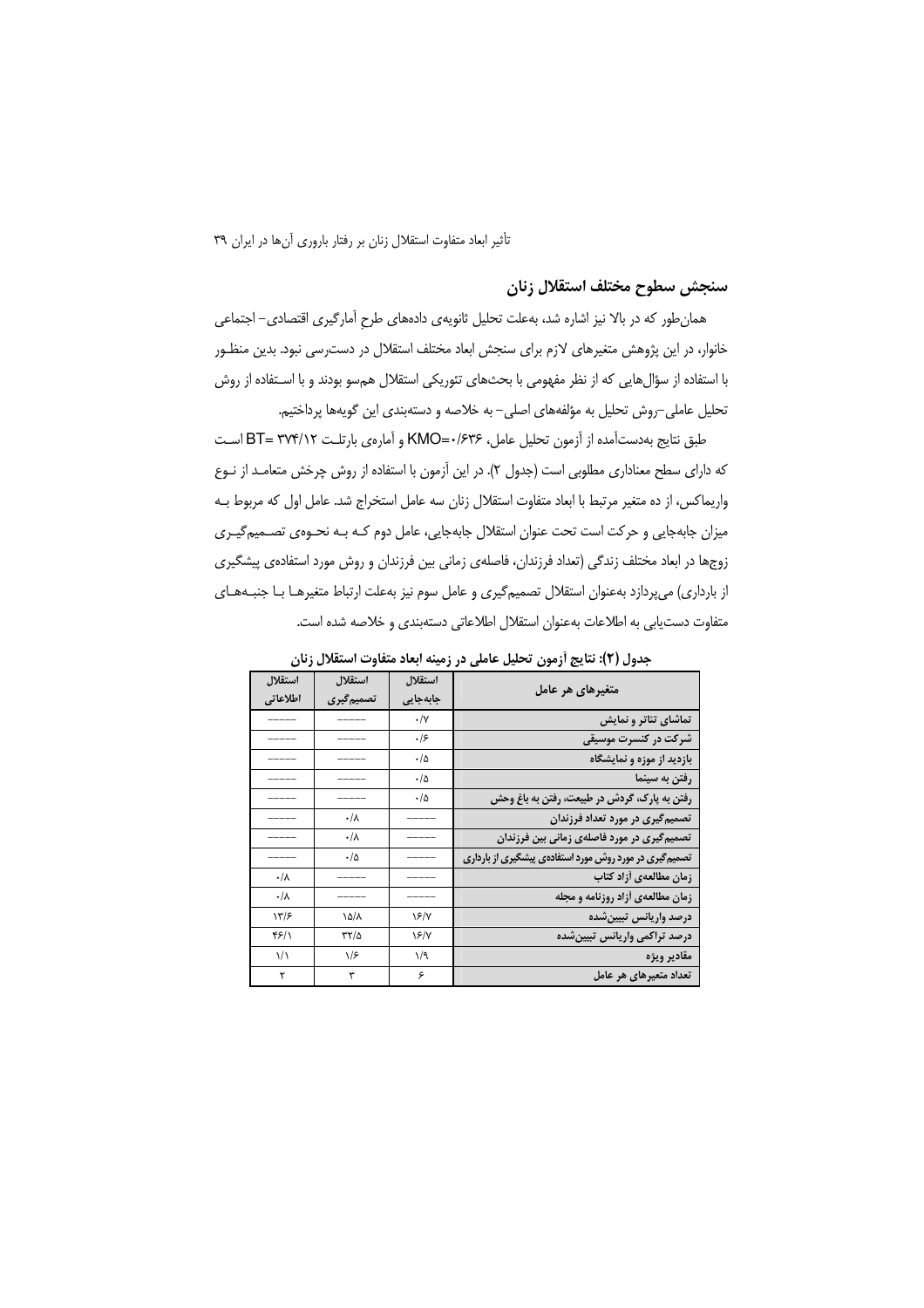## سنجش سطوح مختلف استقلال زنان

همان‌طور که در بالا نیز اشاره شد، به‌علت تحلیل ثانویه‌ی داده‌های طرحِ آمارگیری اقتصادی– اجتماعی خانوار، در این پژوهش متغیرهای لازم برای سنجش ابعاد مختلف استقلال در دسترس نبود. بدین منظـور با استفاده از سؤال‌هایی که از نظر مفهومی با بحث‌های تئوریکی استقلال هم‌سو بودند و با اسـتفاده از روش تحلیل عاملی–روش تحلیل به مؤلفه‌های اصلی– به خلاصه و دسته‌بندی این گویه‌ها پرداختیم.

طبق نتایج به‌دست‌آمده از آزمون تحلیل عامل، KMO=۰/۶۳۶ و آماره‌ی بارتلـت BT= ۳۷۴/۱۲ اسـت که دارای سطح معناداری مطلوبی است (جدول ۲). در این آزمون با استفاده از روش چرخش متعامـد از نـوع واریماکس، از ده متغیر مرتبط با ابعاد متفاوت استقلال زنان سه عامل استخراج شد. عامل اول که مربوط بـه میزان جابه‌جایی و حرکت است تحت عنوان استقلال جابه‌جایی، عامل دوم کـه بـه نحـوه‌ی تصـمیم‌گیـری زوج‌ها در ابعاد مختلف زندگی (تعداد فرزندان، فاصله‌ی زمانی بین فرزندان و روش مورد استفاده‌ی پیشگیری از بارداری) می‌پردازد به‌عنوان استقلال تصمیم‌گیری و عامل سوم نیز به‌علت ارتباط متغیرهـا بـا جنبـه‌هـای متفاوت دست‌یابی به اطلاعات به‌عنوان استقلال اطلاعاتی دسته‌بندی و خلاصه شده است.

**جدول (۲): نتایج آزمون تحلیل عاملی در زمینه ابعاد متفاوت استقلال زنان**

| متغیرهای هر عامل | استقلال جابه‌جایی | استقلال تصمیم‌گیری | استقلال اطلاعاتی |
|---|---|---|---|
| تماشای تئاتر و نمایش | ۰/۷ | ----- | ----- |
| شرکت در کنسرت موسیقی | ۰/۶ | ----- | ----- |
| بازدید از موزه و نمایشگاه | ۰/۵ | ----- | ----- |
| رفتن به سینما | ۰/۵ | ----- | ----- |
| رفتن به پارک، گردش در طبیعت، رفتن به باغ وحش | ۰/۵ | ----- | ----- |
| تصمیم‌گیری در مورد تعداد فرزندان | ----- | ۰/۸ | ----- |
| تصمیم‌گیری در مورد فاصله‌ی زمانی بین فرزندان | ----- | ۰/۸ | ----- |
| تصمیم‌گیری در مورد روش مورد استفاده‌ی پیشگیری از بارداری | ----- | ۰/۵ | ----- |
| زمان مطالعه‌ی آزاد کتاب | ----- | ----- | ۰/۸ |
| زمان مطالعه‌ی آزاد روزنامه و مجله | ----- | ----- | ۰/۸ |
| درصد واریانس تبیین‌شده | ۱۶/۷ | ۱۵/۸ | ۱۳/۶ |
| درصد تراکمی واریانس تبیین‌شده | ۱۶/۷ | ۳۲/۵ | ۴۶/۱ |
| مقادیر ویژه | ۱/۹ | ۱/۶ | ۱/۱ |
| تعداد متغیرهای هر عامل | ۶ | ۳ | ۲ |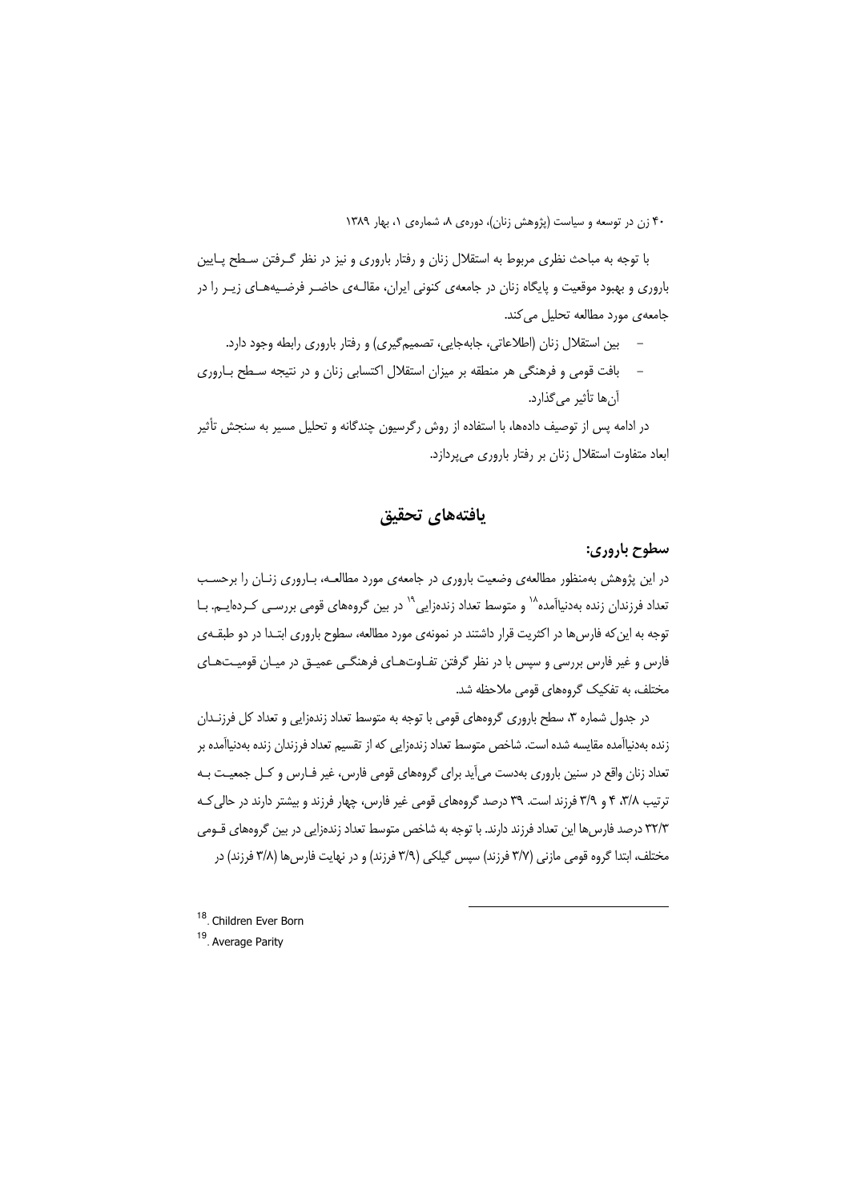با توجه به مباحث نظری مربوط به استقلال زنان و رفتار باروری و نیز در نظر گرفتن سطح پایین باروری و بهبود موقعیت و پایگاه زنان در جامعه‌ی کنونی ایران، مقاله‌ی حاضر فرضیه‌های زیر را در جامعه‌ی مورد مطالعه تحلیل می‌کند.

- بین استقلال زنان (اطلاعاتی، جابه‌جایی، تصمیم‌گیری) و رفتار باروری رابطه وجود دارد.
- بافت قومی و فرهنگی هر منطقه بر میزان استقلال اکتسابی زنان و در نتیجه سطح باروری آن‌ها تأثیر می‌گذارد.

در ادامه پس از توصیف داده‌ها، با استفاده از روش رگرسیون چندگانه و تحلیل مسیر به سنجش تأثیر ابعاد متفاوت استقلال زنان بر رفتار باروری می‌پردازد.

## یافته‌های تحقیق

### سطوح باروری:

در این پژوهش به‌منظور مطالعه‌ی وضعیت باروری در جامعه‌ی مورد مطالعه، باروری زنان را برحسب تعداد فرزندان زنده به‌دنیاآمده[18] و متوسط تعداد زنده‌زایی[19] در بین گروه‌های قومی بررسی کرده‌ایم. با توجه به این‌که فارس‌ها در اکثریت قرار داشتند در نمونه‌ی مورد مطالعه، سطوح باروری ابتدا در دو طبقه‌ی فارس و غیر فارس بررسی و سپس با در نظر گرفتن تفاوت‌های فرهنگی عمیق در میان قومیت‌های مختلف، به تفکیک گروه‌های قومی ملاحظه شد.

در جدول شماره ۳، سطح باروری گروه‌های قومی با توجه به متوسط تعداد زنده‌زایی و تعداد کل فرزندان زنده به‌دنیاآمده مقایسه شده است. شاخص متوسط تعداد زنده‌زایی که از تقسیم تعداد فرزندان زنده به‌دنیاآمده بر تعداد زنان واقع در سنین باروری به‌دست می‌آید برای گروه‌های قومی فارس، غیر فارس و کل جمعیت به ترتیب ۳/۸، ۴ و ۳/۹ فرزند است. ۳۹ درصد گروه‌های قومی غیر فارس، چهار فرزند و بیشتر دارند در حالی‌که ۳۲/۳ درصد فارس‌ها این تعداد فرزند دارند. با توجه به شاخص متوسط تعداد زنده‌زایی در بین گروه‌های قومی مختلف، ابتدا گروه قومی مازنی (۳/۷ فرزند) سپس گیلکی (۳/۹ فرزند) و در نهایت فارس‌ها (۳/۸ فرزند) در

---

[18]. Children Ever Born

[19]. Average Parity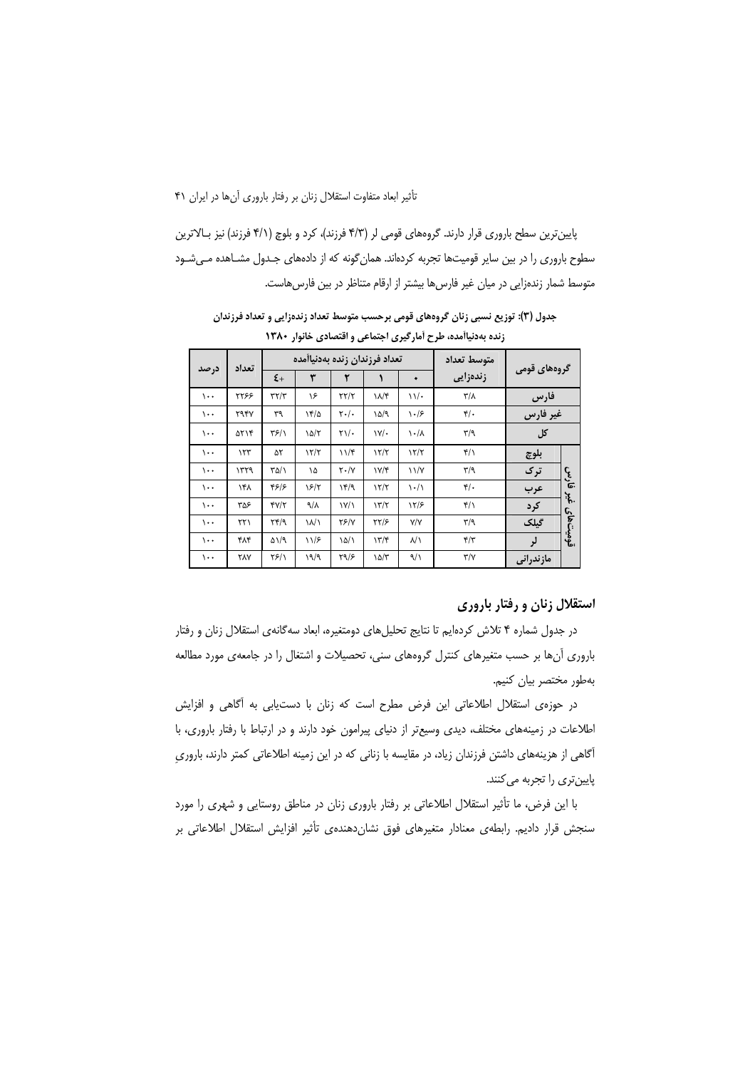پایین‌ترین سطح باروری قرار دارند. گروه‌های قومی لر (۴/۳ فرزند)، کرد و بلوچ (۴/۱ فرزند) نیز بـالاترین سطوح باروری را در بین سایر قومیت‌ها تجربه کرده‌اند. همان‌گونه که از داده‌های جـدول مشـاهده مـی‌شـود متوسط شمار زنده‌زایی در میان غیر فارس‌ها بیشتر از ارقام متناظر در بین فارس‌هاست.

**جدول (۳): توزیع نسبی زنان گروه‌های قومی برحسب متوسط تعداد زنده‌زایی و تعداد فرزندان زنده به‌دنیاآمده، طرح آمارگیری اجتماعی و اقتصادی خانوار ۱۳۸۰**

| گروه‌های قومی | | متوسط تعداد زنده‌زایی | تعداد فرزندان زنده به‌دنیاآمده | | | | | تعداد | درصد |
|---|---|---|---|---|---|---|---|---|---|
| | | | ۰ | ۱ | ۲ | ۳ | +٤ | | |
| فارس | | ۳/۸ | ۱۱/۰ | ۱۸/۴ | ۲۲/۲ | ۱۶ | ۳۲/۳ | ۲۲۶۶ | ۱۰۰ |
| غیر فارس | | ۴/۰ | ۱۰/۶ | ۱۵/۹ | ۲۰/۰ | ۱۴/۵ | ۳۹ | ۲۹۴۷ | ۱۰۰ |
| کل | | ۳/۹ | ۱۰/۸ | ۱۷/۰ | ۲۱/۰ | ۱۵/۲ | ۳۶/۱ | ۵۲۱۴ | ۱۰۰ |
| قومیت‌های غیر فارس | بلوچ | ۴/۱ | ۱۲/۲ | ۱۲/۲ | ۱۱/۴ | ۱۲/۲ | ۵۲ | ۱۲۳ | ۱۰۰ |
| | ترک | ۳/۹ | ۱۱/۷ | ۱۷/۴ | ۲۰/۷ | ۱۵ | ۳۵/۱ | ۱۳۲۹ | ۱۰۰ |
| | عرب | ۴/۰ | ۱۰/۱ | ۱۲/۲ | ۱۴/۹ | ۱۶/۲ | ۴۶/۶ | ۱۴۸ | ۱۰۰ |
| | کرد | ۴/۱ | ۱۲/۶ | ۱۳/۲ | ۱۷/۱ | ۹/۸ | ۴۷/۲ | ۳۵۶ | ۱۰۰ |
| | گیلک | ۳/۹ | ۷/۷ | ۲۲/۶ | ۲۶/۷ | ۱۸/۱ | ۲۴/۹ | ۲۲۱ | ۱۰۰ |
| | لر | ۴/۳ | ۸/۱ | ۱۳/۴ | ۱۵/۱ | ۱۱/۶ | ۵۱/۹ | ۴۸۴ | ۱۰۰ |
| | مازندرانی | ۳/۷ | ۹/۱ | ۱۵/۳ | ۲۹/۶ | ۱۹/۹ | ۲۶/۱ | ۲۸۷ | ۱۰۰ |

## استقلال زنان و رفتار باروری

در جدول شماره ۴ تلاش کرده‌ایم تا نتایج تحلیل‌های دومتغیره، ابعاد سه‌گانه‌ی استقلال زنان و رفتار باروری آن‌ها بر حسب متغیرهای کنترل گروه‌های سنی، تحصیلات و اشتغال را در جامعه‌ی مورد مطالعه به‌طور مختصر بیان کنیم.

در حوزه‌ی استقلال اطلاعاتی این فرض مطرح است که زنان با دست‌یابی به آگاهی و افزایش اطلاعات در زمینه‌های مختلف، دیدی وسیع‌تر از دنیای پیرامون خود دارند و در ارتباط با رفتار باروری، با آگاهی از هزینه‌های داشتن فرزندان زیاد، در مقایسه با زنانی که در این زمینه اطلاعاتی کمتر دارند، باروریِ پایین‌تری را تجربه می‌کنند.

با این فرض، ما تأثیر استقلال اطلاعاتی بر رفتار باروری زنان در مناطق روستایی و شهری را مورد سنجش قرار دادیم. رابطه‌ی معنادار متغیرهای فوق نشان‌دهنده‌ی تأثیر افزایش استقلال اطلاعاتی بر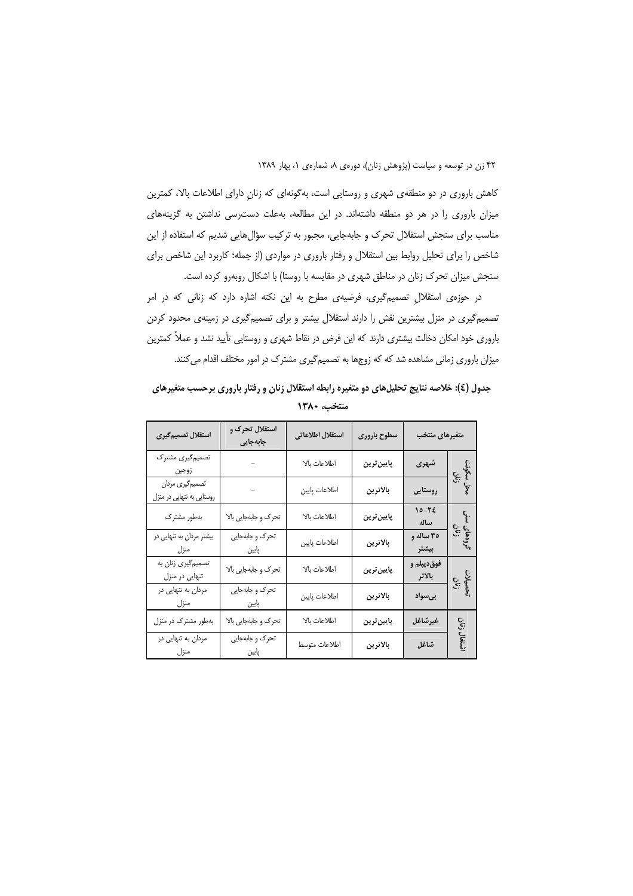کاهش باروری در دو منطقه‌ی شهری و روستایی است، به‌گونه‌ای که زنانِ دارای اطلاعات بالا، کمترین میزان باروری را در هر دو منطقه داشته‌اند. در این مطالعه، به‌علت دست‌رسی نداشتن به گزینه‌های مناسب برای سنجش استقلال تحرک و جابه‌جایی، مجبور به ترکیب سؤال‌هایی شدیم که استفاده از این شاخص را برای تحلیل روابط بین استقلال و رفتار باروری در مواردی (از جمله؛ کاربرد این شاخص برای سنجش میزان تحرک زنان در مناطق شهری در مقایسه با روستا) با اشکال روبه‌رو کرده است.

در حوزه‌ی استقلالِ تصمیم‌گیری، فرضیه‌ی مطرح به این نکته اشاره دارد که زنانی که در امر تصمیم‌گیری در منزل بیشترین نقش را دارند استقلال بیشتر و برای تصمیم‌گیری در زمینه‌ی محدود کردن باروری خود امکان دخالت بیشتری دارند که این فرض در نقاط شهری و روستایی تأیید نشد و عملاً کمترین میزان باروری زمانی مشاهده شد که که زوج‌ها به تصمیم‌گیری مشترک در امور مختلف اقدام می‌کنند.

**جدول (٤): خلاصه نتایج تحلیل‌های دو متغیره رابطه استقلال زنان و رفتار باروری برحسب متغیرهای منتخب، ۱۳۸۰**

| متغیرهای منتخب | | سطوح باروری | استقلال اطلاعاتی | استقلال تحرک و جابه‌جایی | استقلال تصمیم‌گیری |
|---|---|---|---|---|---|
| محل سکونت زنان | **شهری** | **پایین‌ترین** | اطلاعات بالا | – | تصمیم‌گیری مشترک زوجین |
| | **روستایی** | **بالاترین** | اطلاعات پایین | – | تصمیم‌گیری مردان روستایی به تنهایی در منزل |
| گروه‌های سنی زنان | **۲٤-۱۵ ساله** | **پایین‌ترین** | اطلاعات بالا | تحرک و جابه‌جایی بالا | به‌طور مشترک |
| | **۳۵ ساله و بیشتر** | **بالاترین** | اطلاعات پایین | تحرک و جابه‌جایی پایین | بیشتر مردان به تنهایی در منزل |
| تحصیلات زنان | **فوق‌دیپلم و بالاتر** | **پایین‌ترین** | اطلاعات بالا | تحرک و جابه‌جایی بالا | تصمیم‌گیری زنان به تنهایی در منزل |
| | **بی‌سواد** | **بالاترین** | اطلاعات پایین | تحرک و جابه‌جایی پایین | مردان به تنهایی در منزل |
| اشتغال زنان | **غیرشاغل** | **پایین‌ترین** | اطلاعات بالا | تحرک و جابه‌جایی بالا | به‌طور مشترک در منزل |
| | **شاغل** | **بالاترین** | اطلاعات متوسط | تحرک و جابه‌جایی پایین | مردان به تنهایی در منزل |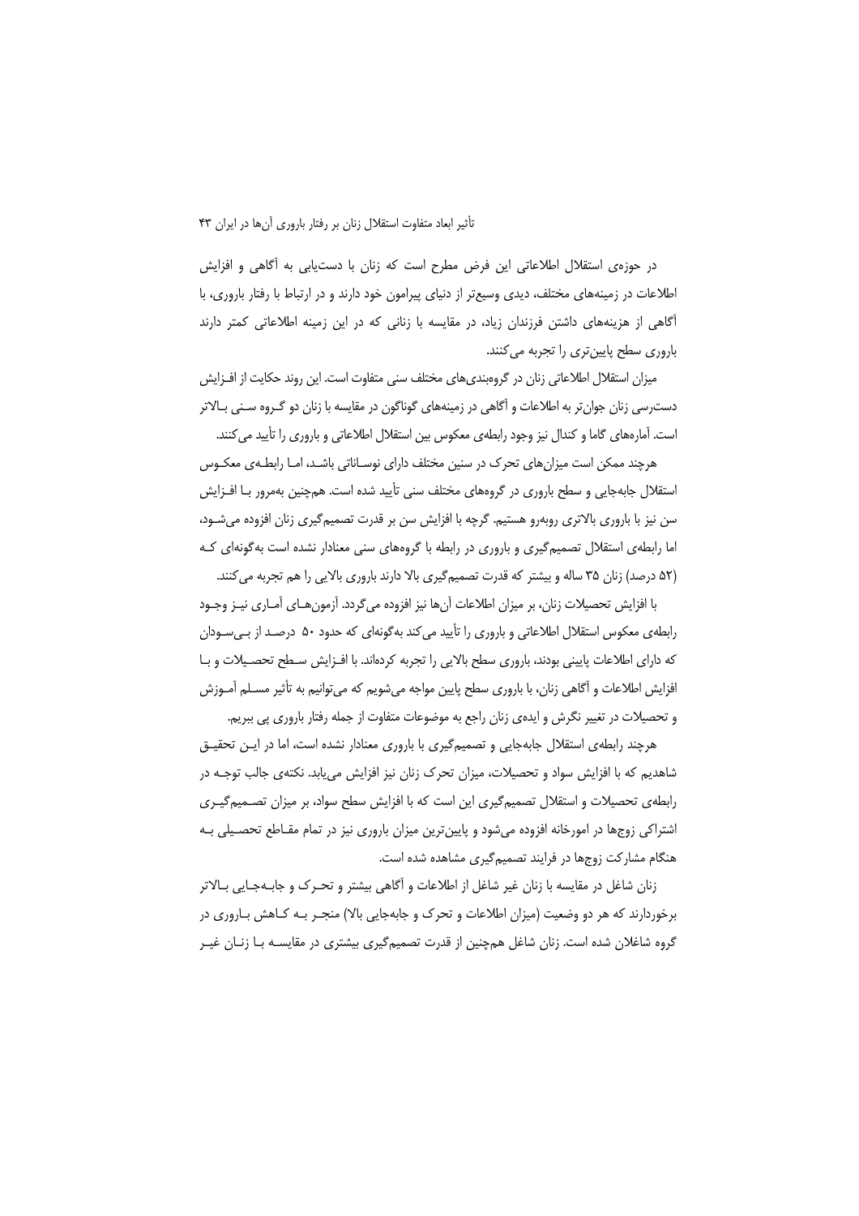در حوزه‌ی استقلال اطلاعاتی این فرض مطرح است که زنان با دست‌یابی به آگاهی و افزایش اطلاعات در زمینه‌های مختلف، دیدی وسیع‌تر از دنیای پیرامون خود دارند و در ارتباط با رفتار باروری، با آگاهی از هزینه‌های داشتن فرزندان زیاد، در مقایسه با زنانی که در این زمینه اطلاعاتی کمتر دارند باروری سطح پایین‌تری را تجربه می‌کنند.

میزان استقلال اطلاعاتی زنان در گروه‌بندی‌های مختلف سنی متفاوت است. این روند حکایت از افزایش دسترسی زنان جوان‌تر به اطلاعات و آگاهی در زمینه‌های گوناگون در مقایسه با زنان دو گروه سنی بالاتر است. آماره‌های گاما و کندال نیز وجود رابطه‌ی معکوس بین استقلال اطلاعاتی و باروری را تأیید می‌کنند.

هرچند ممکن است میزان‌های تحرک در سنین مختلف دارای نوساناتی باشد، اما رابطه‌ی معکوس استقلال جابه‌جایی و سطح باروری در گروه‌های مختلف سنی تأیید شده است. هم‌چنین به‌مرور با افزایش سن نیز با باروری بالاتری روبه‌رو هستیم. گرچه با افزایش سن بر قدرت تصمیم‌گیری زنان افزوده می‌شود، اما رابطه‌ی استقلال تصمیم‌گیری و باروری در رابطه با گروه‌های سنی معنادار نشده است به‌گونه‌ای که (۵۲ درصد) زنان ۳۵ ساله و بیشتر که قدرت تصمیم‌گیری بالا دارند باروری بالایی را هم تجربه می‌کنند.

با افزایش تحصیلات زنان، بر میزان اطلاعات آن‌ها نیز افزوده می‌گردد. آزمون‌های آماری نیز وجود رابطه‌ی معکوس استقلال اطلاعاتی و باروری را تأیید می‌کند به‌گونه‌ای که حدود ۵۰ درصد از بی‌سوادان که دارای اطلاعات پایینی بودند، باروری سطح بالایی را تجربه کرده‌اند. با افزایش سطح تحصیلات و با افزایش اطلاعات و آگاهی زنان، با باروری سطح پایین مواجه می‌شویم که می‌توانیم به تأثیر مسلم آموزش و تحصیلات در تغییر نگرش و ایده‌ی زنان راجع به موضوعات متفاوت از جمله رفتار باروری پی ببریم.

هرچند رابطه‌ی استقلال جابه‌جایی و تصمیم‌گیری با باروری معنادار نشده است، اما در این تحقیق شاهدیم که با افزایش سواد و تحصیلات، میزان تحرک زنان نیز افزایش می‌یابد. نکته‌ی جالب توجه در رابطه‌ی تحصیلات و استقلال تصمیم‌گیری این است که با افزایش سطح سواد، بر میزان تصمیم‌گیری اشتراکی زوج‌ها در امورخانه افزوده می‌شود و پایین‌ترین میزان باروری نیز در تمام مقاطع تحصیلی به هنگام مشارکت زوج‌ها در فرایند تصمیم‌گیری مشاهده شده است.

زنان شاغل در مقایسه با زنان غیر شاغل از اطلاعات و آگاهی بیشتر و تحرک و جابه‌جایی بالاتر برخوردارند که هر دو وضعیت (میزان اطلاعات و تحرک و جابه‌جایی بالا) منجر به کاهش باروری در گروه شاغلان شده است. زنان شاغل هم‌چنین از قدرت تصمیم‌گیری بیشتری در مقایسه با زنان غیر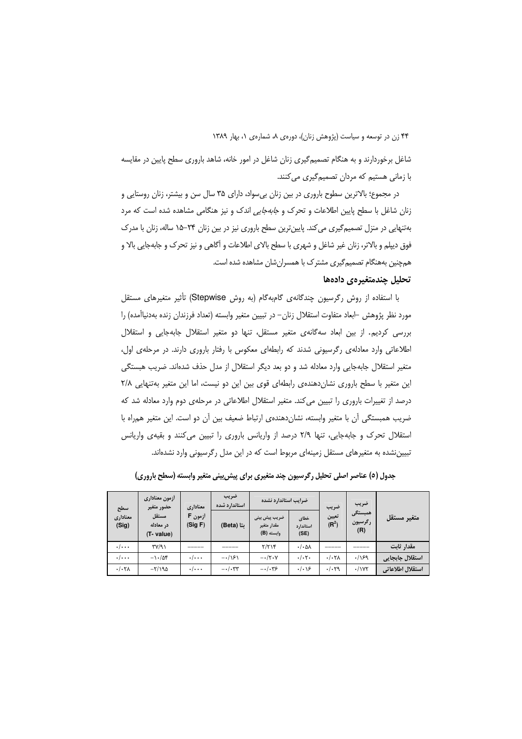شاغل برخوردارند و به هنگام تصمیم‌گیری زنان شاغل در امور خانه، شاهد باروری سطح پایین در مقایسه با زمانی هستیم که مردان تصمیم‌گیری می‌کنند.

در مجموع؛ بالاترین سطوح باروری در بین زنان بی‌سواد، دارای ۳۵ سال سن و بیشتر، زنان روستایی و زنان شاغل با سطح پایین اطلاعات و تحرک و *جابه‌جایی* اندک و نیز هنگامی مشاهده شده است که مرد به‌تنهایی در منزل تصمیم‌گیری می‌کند. پایین‌ترین سطح باروری نیز در بین زنان ۲۴–۱۵ ساله، زنان با مدرک فوق دیپلم و بالاتر، زنان غیر شاغل و شهری با سطح بالای اطلاعات و آگاهی و نیز تحرک و جابه‌جایی بالا و هم‌چنین به‌هنگام تصمیم‌گیری مشترک با همسران‌شان مشاهده شده است.

## تحلیل چندمتغیره‌ی داده‌ها

با استفاده از روش رگرسیون چندگانه‌ی گام‌به‌گام (به روش Stepwise) تأثیر متغیرهای مستقل مورد نظر پژوهش –ابعاد متفاوت استقلال زنان– در تبیین متغیر وابسته (تعداد فرزندان زنده به‌دنیاآمده) را بررسی کردیم. از بین ابعاد سه‌گانه‌ی متغیر مستقل، تنها دو متغیر استقلال جابه‌جایی و استقلال اطلاعاتی وارد معادله‌ی رگرسیونی شدند که رابطه‌ای معکوس با رفتار باروری دارند. در مرحله‌ی اول، متغیر استقلال جابه‌جایی وارد معادله شد و دو بعد دیگر استقلال از مدل حذف شده‌اند. ضریب همبستگی این متغیر با سطح باروری نشان‌دهنده‌ی رابطه‌ای قوی بین این دو نیست، اما این متغیر به‌تنهایی ۲/۸ درصد از تغییرات باروری را تبیین می‌کند. متغیر استقلال اطلاعاتی در مرحله‌ی دوم وارد معادله شد که ضریب همبستگی آن با متغیر وابسته، نشان‌دهنده‌ی ارتباط ضعیف بین آن دو است. این متغیر هم‌راه با استقلال تحرک و جابه‌جایی، تنها ۲/۹ درصد از واریانس باروری را تبیین می‌کنند و بقیه‌ی واریانس تبیین‌نشده به متغیرهای مستقل زمینه‌ای مربوط است که در این مدل رگرسیونی وارد نشده‌اند.

**جدول (۵) عناصر اصلی تحلیل رگرسیون چند متغیری برای پیش‌بینی متغیر وابسته (سطح باروری)**

| متغیر مستقل | ضریب همبستگی رگرسیون (R) | ضریب تعیین ($R^2$) | ضرایب استاندارد نشده | | ضریب استاندارد شده | معناداری آزمون F (Sig F) | آزمون معناداری حضور متغیر مستقل در معادله (T- value) | سطح معناداری (Sig) |
|---|---|---|---|---|---|---|---|---|
| | | | خطای استاندارد (SE) | ضریب پیش بینی مقدار متغیر وابسته (B) | بتا (Beta) | | | |
| مقدار ثابت | ــــــ | ــــــ | ۰/۰۵۸ | ۲/۲۱۴ | ــــــ | ــــــ | ۳۷/۹۱ | ۰/۰۰۰ |
| استقلال جابجایی | ۰/۱۶۹ | ۰/۰۲۸ | ۰/۰۲۰ | −۰/۲۰۷ | −۰/۱۶۱ | ۰/۰۰۰ | −۱۰/۵۴ | ۰/۰۰۰ |
| استقلال اطلاعاتی | ۰/۱۷۲ | ۰/۰۲۹ | ۰/۰۱۶ | −۰/۰۳۶ | −۰/۰۳۳ | ۰/۰۰۰ | −۲/۱۹۵ | ۰/۰۲۸ |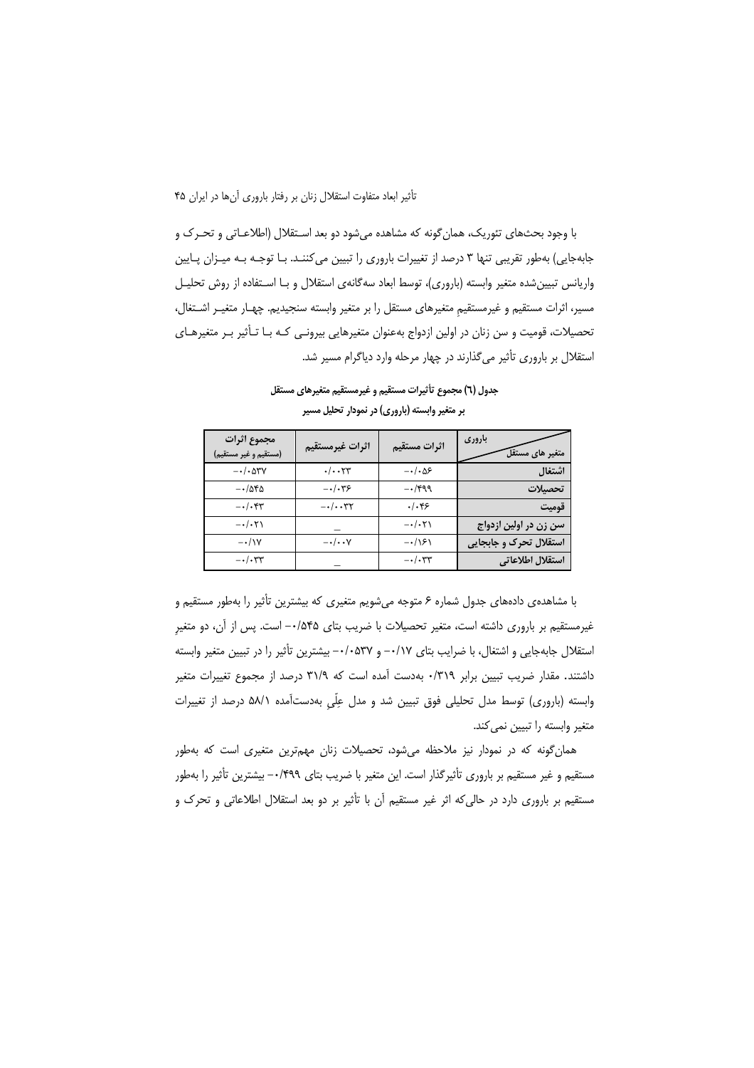با وجود بحث‌های تئوریک، همان‌گونه که مشاهده می‌شود دو بعد استقلال (اطلاعاتی و تحرک و جابه‌جایی) به‌طور تقریبی تنها ۳ درصد از تغییرات باروری را تبیین می‌کنند. با توجه به میزان پایین واریانس تبیین‌شده متغیر وابسته (باروری)، توسط ابعاد سه‌گانه‌ی استقلال و با استفاده از روش تحلیل مسیر، اثرات مستقیم و غیرمستقیمِ متغیرهای مستقل را بر متغیر وابسته سنجیدیم. چهار متغیر اشتغال، تحصیلات، قومیت و سن زنان در اولین ازدواج به‌عنوان متغیرهایی بیرونی که با تأثیر بر متغیرهای استقلال بر باروری تأثیر می‌گذارند در چهار مرحله وارد دیاگرام مسیر شد.

**جدول (٦) مجموع تأثیرات مستقیم و غیرمستقیم متغیرهای مستقل بر متغیر وابسته (باروری) در نمودار تحلیل مسیر**

| باروری / متغیر های مستقل | اثرات مستقیم | اثرات غیرمستقیم | مجموع اثرات (مستقیم و غیر مستقیم) |
|---|---|---|---|
| اشتغال | -۰/۰۵۶ | ۰/۰۰۲۳ | -۰/۰۵۳۷ |
| تحصیلات | -۰/۴۹۹ | -۰/۰۳۶ | -۰/۵۴۵ |
| قومیت | ۰/۰۴۶ | -۰/۰۰۳۲ | -۰/۰۴۳ |
| سن زن در اولین ازدواج | -۰/۰۲۱ | _ | -۰/۰۲۱ |
| استقلال تحرک و جابجایی | -۰/۱۶۱ | -۰/۰۰۷ | -۰/۱۷ |
| استقلال اطلاعاتی | -۰/۰۳۳ | _ | -۰/۰۳۳ |

با مشاهده‌ی داده‌های جدول شماره ۶ متوجه می‌شویم متغیری که بیشترین تأثیر را به‌طور مستقیم و غیرمستقیم بر باروری داشته است، متغیر تحصیلات با ضریب بتای ۰/۵۴۵- است. پس از آن، دو متغیرِ استقلال جابه‌جایی و اشتغال، با ضرایب بتای ۰/۱۷- و ۰/۰۵۳۷- بیشترین تأثیر را در تبیین متغیر وابسته داشتند. مقدار ضریب تبیین برابر ۰/۳۱۹ به‌دست آمده است که ۳۱/۹ درصد از مجموع تغییرات متغیر وابسته (باروری) توسط مدل تحلیلی فوق تبیین شد و مدل عِلّیِ به‌دست‌آمده ۵۸/۱ درصد از تغییرات متغیر وابسته را تبیین نمی‌کند.

همان‌گونه که در نمودار نیز ملاحظه می‌شود، تحصیلات زنان مهم‌ترین متغیری است که به‌طور مستقیم و غیر مستقیم بر باروری تأثیرگذار است. این متغیر با ضریب بتای ۰/۴۹۹- بیشترین تأثیر را به‌طور مستقیم بر باروری دارد در حالی‌که اثر غیر مستقیم آن با تأثیر بر دو بعد استقلال اطلاعاتی و تحرک و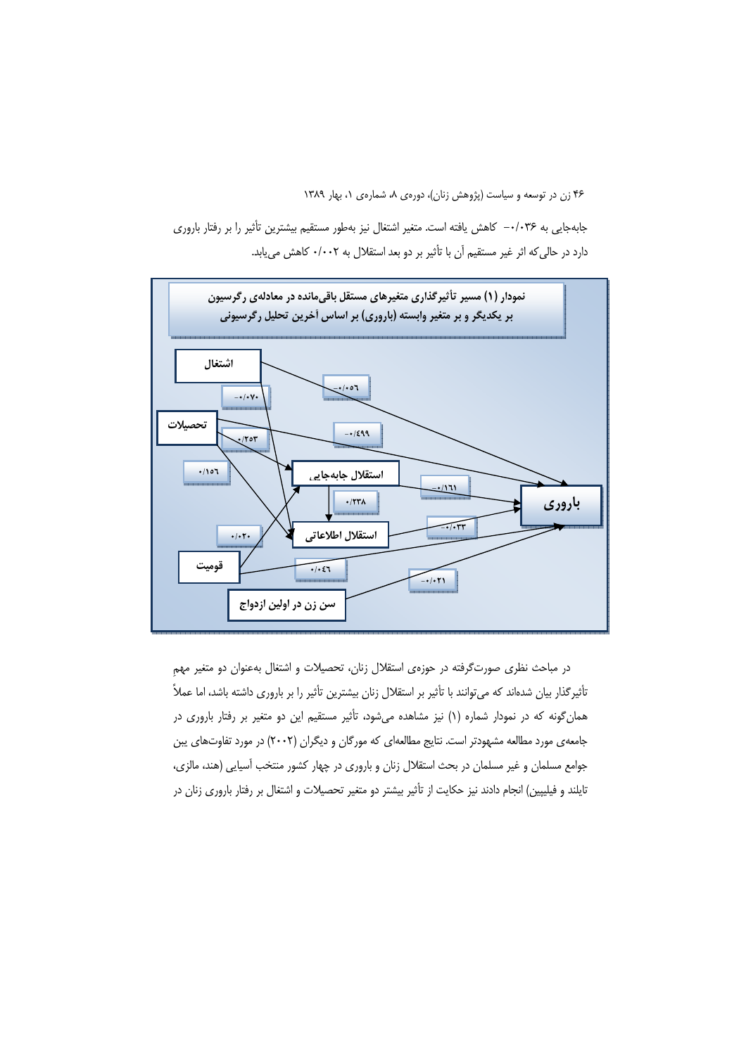جابه‌جایی به ۰/۰۳۶− کاهش یافته است. متغیر اشتغال نیز به‌طور مستقیم بیشترین تأثیر را بر رفتار باروری دارد در حالی‌که اثر غیر مستقیم آن با تأثیر بر دو بعد استقلال به ۰/۰۰۲ کاهش می‌یابد.

**نمودار (۱) مسیر تأثیرگذاری متغیرهای مستقل باقی‌مانده در معادله‌ی رگرسیون بر یکدیگر و بر متغیر وابسته (باروری) بر اساس آخرین تحلیل رگرسیونی**

| از | به | ضریب |
|---|---|---|
| اشتغال | باروری | ۰/۰۵۶− |
| اشتغال | استقلال اطلاعاتی | ۰/۰۷۰− |
| تحصیلات | باروری | ۰/۴۹۹− |
| تحصیلات | استقلال جابه‌جایی | ۰/۲۵۳ |
| تحصیلات | استقلال اطلاعاتی | ۰/۱۵۶ |
| استقلال جابه‌جایی | باروری | ۰/۱۶۱− |
| استقلال جابه‌جایی | استقلال اطلاعاتی | ۰/۲۳۸ |
| استقلال اطلاعاتی | باروری | ۰/۰۳۳− |
| قومیت | استقلال جابه‌جایی | ۰/۰۲۰ |
| قومیت | باروری | ۰/۰۴۶ |
| سن زن در اولین ازدواج | باروری | ۰/۰۲۱− |

در مباحث نظری صورت‌گرفته در حوزه‌ی استقلال زنان، تحصیلات و اشتغال به‌عنوان دو متغیر مهمِ تأثیرگذار بیان شده‌اند که می‌توانند با تأثیر بر استقلال زنان بیشترین تأثیر را بر باروری داشته باشد، اما عملاً همان‌گونه که در نمودار شماره (۱) نیز مشاهده می‌شود، تأثیر مستقیم این دو متغیر بر رفتار باروری در جامعه‌ی مورد مطالعه مشهودتر است. نتایج مطالعه‌ای که مورگان و دیگران (۲۰۰۲) در مورد تفاوت‌های بین جوامع مسلمان و غیر مسلمان در بحث استقلال زنان و باروری در چهار کشور منتخب آسیایی (هند، مالزی، تایلند و فیلیپین) انجام دادند نیز حکایت از تأثیر بیشتر دو متغیر تحصیلات و اشتغال بر رفتار باروری زنان در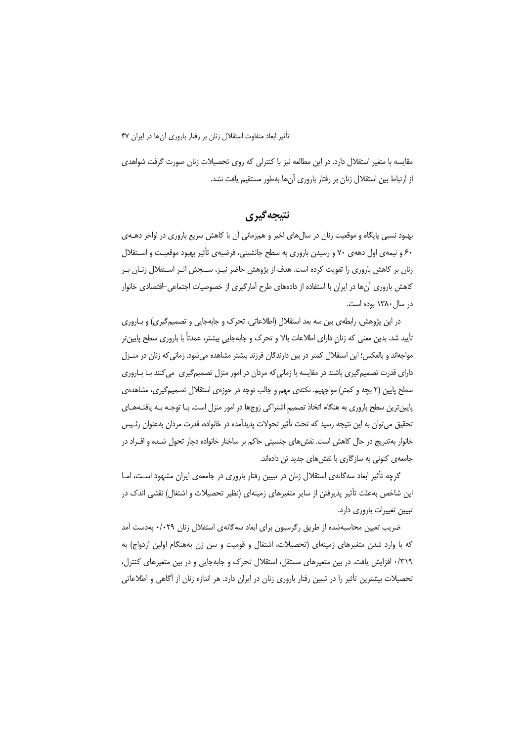مقایسه با متغیر استقلال دارد. در این مطالعه نیز با کنترلی که روی تحصیلات زنان صورت گرفت شواهدی از ارتباط بین استقلال زنان بر رفتار باروری آن‌ها به‌طور مستقیم یافت نشد.

## نتیجه‌گیری

بهبود نسبی پایگاه و موقعیت زنان در سال‌های اخیر و هم‌زمانی آن با کاهش سریع باروری در اواخر دهه‌ی ۶۰ و نیمه‌ی اول دهه‌ی ۷۰ و رسیدن باروری به سطح جانشینی، فرضیه‌ی تأثیر بهبود موقعیت و استقلال زنان بر کاهش باروری را تقویت کرده است. هدف از پژوهش حاضر نیز، سنجش اثر استقلال زنان بر کاهش باروری آن‌ها در ایران با استفاده از داده‌های طرح آمارگیری از خصوصیات اجتماعی–اقتصادی خانوار در سال ۱۳۸۰ بوده است.

در این پژوهش، رابطه‌ی بین سه بعد استقلال (اطلاعاتی، تحرک و جابه‌جایی و تصمیم‌گیری) و باروری تأیید شد. بدین معنی که زنانِ دارای اطلاعات بالا و تحرک و جابه‌جاییِ بیشتر، عمدتاً با باروری سطح پایین‌تر مواجه‌اند و بالعکس؛ این استقلال کمتر در بین دارندگان فرزند بیشتر مشاهده می‌شود. زمانی‌که زنان در منزل دارای قدرت تصمیم‌گیری باشند در مقایسه با زمانی‌که مردان در امور منزل تصمیم‌گیری می‌کنند با باروری سطح پایین (۲ بچه و کمتر) مواجهیم. نکته‌ی مهم و جالب توجه در حوزه‌ی استقلال تصمیم‌گیری، مشاهده‌ی پایین‌ترین سطح باروری به هنگام اتخاذ تصمیمِ اشتراکی زوج‌ها در امور منزل است. با توجه به یافته‌های تحقیق می‌توان به این نتیجه رسید که تحت تأثیر تحولات پدیدآمده در خانواده، قدرت مردان به‌عنوان رئیس خانوار به‌تدریج در حال کاهش است. نقش‌های جنسیتی حاکم بر ساختار خانواده دچار تحول شده و افراد در جامعه‌ی کنونی به سازگاری با نقش‌های جدید تن داده‌اند.

گرچه تأثیر ابعاد سه‌گانه‌ی استقلال زنان در تبیین رفتار باروری در جامعه‌ی ایران مشهود است، اما این شاخص به‌علت تأثیر پذیرفتن از سایر متغیرهای زمینه‌ای (نظیر تحصیلات و اشتغال) نقشی اندک در تبیین تغییرات باروری دارد.

ضریب تعیین محاسبه‌شده از طریق رگرسیون برای ابعاد سه‌گانه‌ی استقلال زنان ۰/۰۲۹ به‌دست آمد که با وارد شدن متغیرهای زمینه‌ای (تحصیلات، اشتغال و قومیت و سن زن به‌هنگام اولین ازدواج) به ۰/۳۱۹ افزایش یافت. در بین متغیرهای مستقل، استقلال تحرک و جابه‌جایی و در بین متغیرهای کنترل، تحصیلات بیشترین تأثیر را در تبیین رفتار باروری زنان در ایران دارد. هر اندازه زنان از آگاهی و اطلاعاتی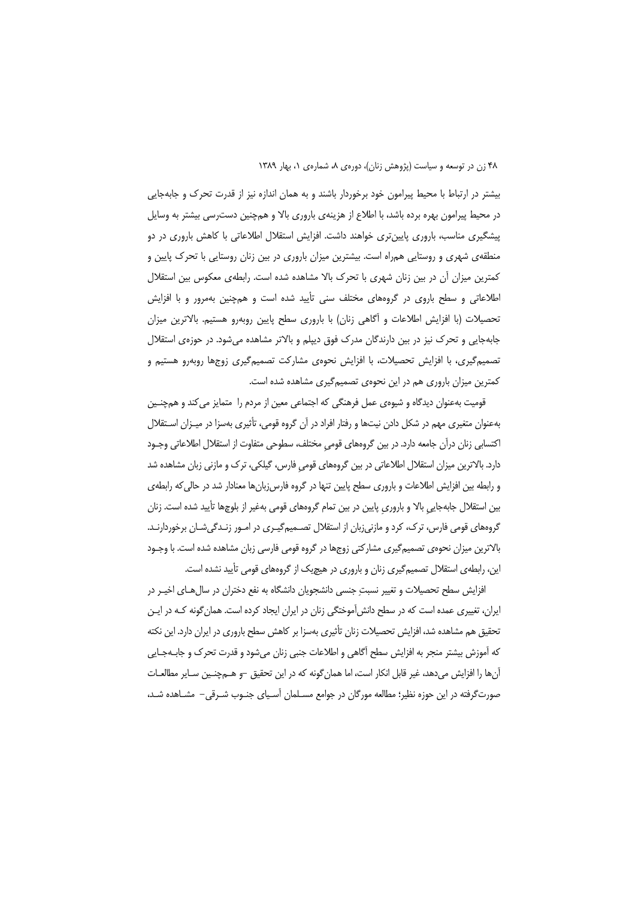بیشتر در ارتباط با محیط پیرامون خود برخوردار باشند و به همان اندازه نیز از قدرت تحرک و جابه‌جایی در محیط پیرامون بهره برده باشد، با اطلاع از هزینه‌ی باروری بالا و همچنین دسترسی بیشتر به وسایل پیشگیری مناسب، باروری پایین‌تری خواهند داشت. افزایش استقلال اطلاعاتی با کاهش باروری در دو منطقه‌ی شهری و روستایی همراه است. بیشترین میزان باروری در بین زنان روستایی با تحرک پایین و کمترین میزان آن در بین زنان شهری با تحرک بالا مشاهده شده است. رابطه‌ی معکوس بین استقلال اطلاعاتی و سطح باروی در گروه‌های مختلف سنی تأیید شده است و همچنین به‌مرور و با افزایش تحصیلات (با افزایش اطلاعات و آگاهی زنان) با باروری سطح پایین روبه‌رو هستیم. بالاترین میزان جابه‌جایی و تحرک نیز در بین دارندگان مدرک فوق دیپلم و بالاتر مشاهده می‌شود. در حوزه‌ی استقلال تصمیم‌گیری، با افزایش تحصیلات، با افزایش نحوه‌ی مشارکت تصمیم‌گیری زوج‌ها روبه‌رو هستیم و کمترین میزان باروری هم در این نحوه‌ی تصمیم‌گیری مشاهده شده است.

قومیت به‌عنوان دیدگاه و شیوه‌ی عمل فرهنگی که اجتماعی معین از مردم را متمایز می‌کند و همچنین به‌عنوان متغیری مهم در شکل دادن نیت‌ها و رفتار افراد در آن گروه قومی، تأثیری به‌سزا در میزان استقلال اکتسابی زنان درآن جامعه دارد. در بین گروه‌های قومیِ مختلف، سطوحی متفاوت از استقلال اطلاعاتی وجود دارد. بالاترین میزان استقلال اطلاعاتی در بین گروه‌های قومیِ فارس، گیلکی، ترک و مازنی زبان مشاهده شد و رابطه بین افزایش اطلاعات و باروری سطح پایین تنها در گروه فارس‌زبان‌ها معنادار شد در حالی‌که رابطه‌ی بین استقلال جابه‌جاییِ بالا و باروریِ پایین در بین تمام گروه‌های قومی به‌غیر از بلوچ‌ها تأیید شده است. زنان گروه‌های قومی فارس، ترک، کرد و مازنی‌زبان از استقلال تصمیم‌گیری در امور زندگی‌شان برخوردارند. بالاترین میزان نحوه‌ی تصمیم‌گیری مشارکتی زوج‌ها در گروه قومی فارسی زبان مشاهده شده است. با وجود این، رابطه‌ی استقلال تصمیم‌گیری زنان و باروری در هیچ‌یک از گروه‌های قومی تأیید نشده است.

افزایش سطح تحصیلات و تغییر نسبتِ جنسی دانشجویان دانشگاه به نفع دختران در سال‌های اخیر در ایران، تغییری عمده است که در سطح دانش‌آموختگی زنان در ایران ایجاد کرده است. همان‌گونه که در این تحقیق هم مشاهده شد، افزایش تحصیلات زنان تأثیری به‌سزا بر کاهش سطح باروری در ایران دارد. این نکته که آموزش بیشتر منجر به افزایش سطح آگاهی و اطلاعات جنبی زنان می‌شود و قدرت تحرک و جابه‌جایی آن‌ها را افزایش می‌دهد، غیر قابل انکار است، اما همان‌گونه که در این تحقیق –و همچنین سایر مطالعات صورت‌گرفته در این حوزه نظیر؛ مطالعه مورگان در جوامع مسلمان آسیای جنوب شرقی– مشاهده شد،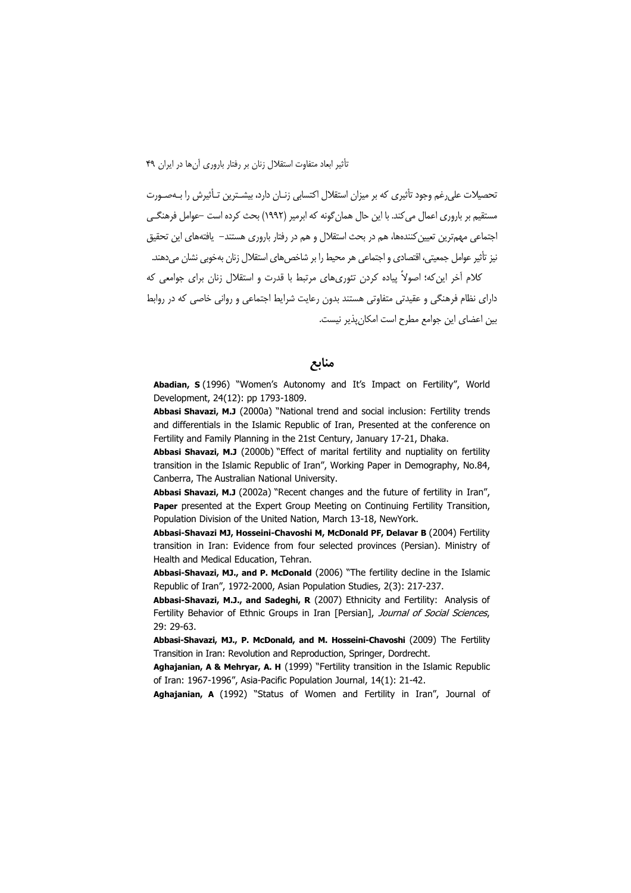تحصیلات علی‌رغم وجود تأثیری که بر میزان استقلال اکتسابی زنـان دارد، بیشـترین تـأثیرش را بـه‌صـورت مستقیم بر باروری اعمال می‌کند. با این حال همان‌گونه که ابرمیر (۱۹۹۲) بحث کرده است –عوامل فرهنگـی اجتماعی مهم‌ترین تعیین‌کننده‌ها، هم در بحث استقلال و هم در رفتار باروری هستند– یافته‌های این تحقیق نیز تأثیر عوامل جمعیتی، اقتصادی و اجتماعی هر محیط را بر شاخص‌های استقلال زنان به‌خوبی نشان می‌دهند.

کلام آخر این‌که؛ اصولاً پیاده کردن تئوری‌های مرتبط با قدرت و استقلال زنان برای جوامعی که دارای نظام فرهنگی و عقیدتی متفاوتی هستند بدون رعایت شرایط اجتماعی و روانی خاصی که در روابط بین اعضای این جوامع مطرح است امکان‌پذیر نیست.

## منابع

**Abadian, S** (1996) "Women's Autonomy and It's Impact on Fertility", World Development, 24(12): pp 1793-1809.

**Abbasi Shavazi, M.J** (2000a) "National trend and social inclusion: Fertility trends and differentials in the Islamic Republic of Iran, Presented at the conference on Fertility and Family Planning in the 21st Century, January 17-21, Dhaka.

**Abbasi Shavazi, M.J** (2000b) "Effect of marital fertility and nuptiality on fertility transition in the Islamic Republic of Iran", Working Paper in Demography, No.84, Canberra, The Australian National University.

**Abbasi Shavazi, M.J** (2002a) "Recent changes and the future of fertility in Iran", **Paper** presented at the Expert Group Meeting on Continuing Fertility Transition, Population Division of the United Nation, March 13-18, NewYork.

**Abbasi-Shavazi MJ, Hosseini-Chavoshi M, McDonald PF, Delavar B** (2004) Fertility transition in Iran: Evidence from four selected provinces (Persian). Ministry of Health and Medical Education, Tehran.

**Abbasi-Shavazi, MJ., and P. McDonald** (2006) "The fertility decline in the Islamic Republic of Iran", 1972-2000, Asian Population Studies, 2(3): 217-237.

**Abbasi-Shavazi, M.J., and Sadeghi, R** (2007) Ethnicity and Fertility: Analysis of Fertility Behavior of Ethnic Groups in Iran [Persian], *Journal of Social Sciences*, 29: 29-63.

**Abbasi-Shavazi, MJ., P. McDonald, and M. Hosseini-Chavoshi** (2009) The Fertility Transition in Iran: Revolution and Reproduction, Springer, Dordrecht.

**Aghajanian, A & Mehryar, A. H** (1999) "Fertility transition in the Islamic Republic of Iran: 1967-1996", Asia-Pacific Population Journal, 14(1): 21-42.

**Aghajanian, A** (1992) "Status of Women and Fertility in Iran", Journal of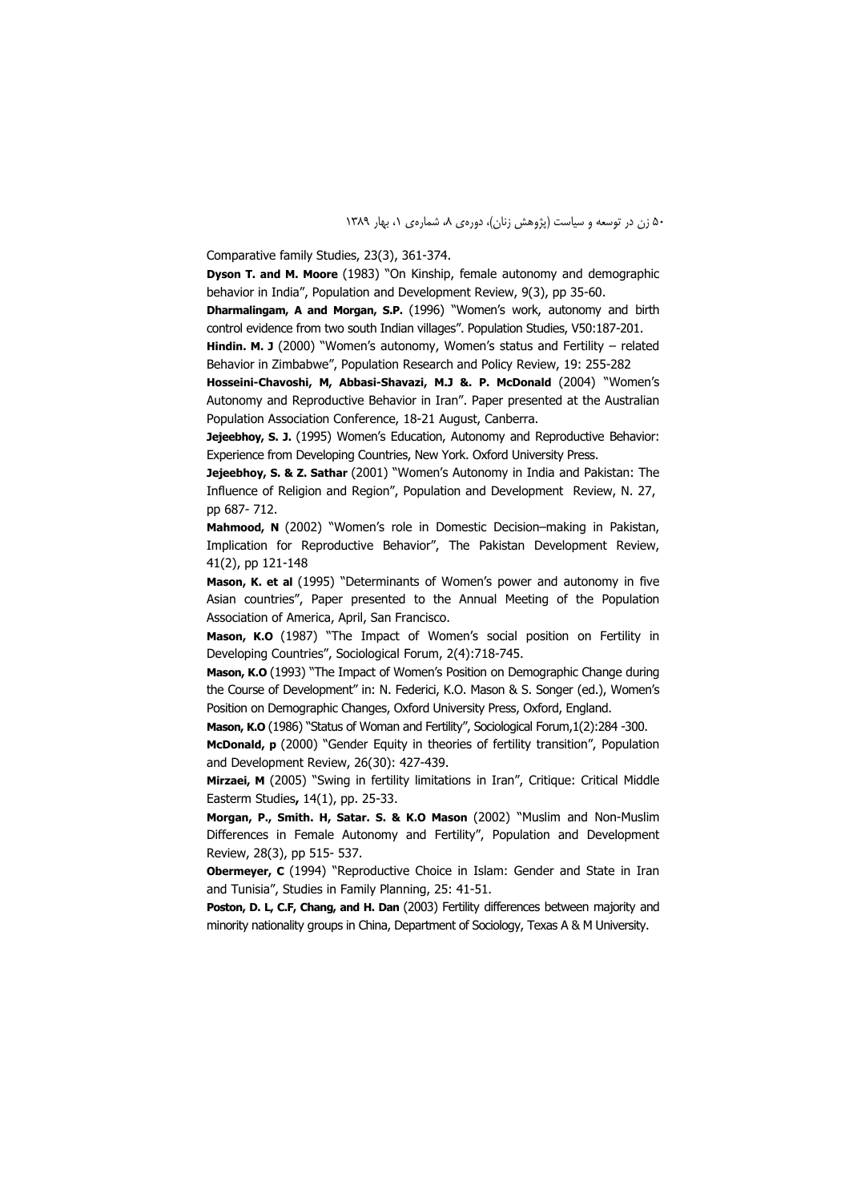Comparative family Studies, 23(3), 361-374.

**Dyson T. and M. Moore** (1983) "On Kinship, female autonomy and demographic behavior in India", Population and Development Review, 9(3), pp 35-60.

**Dharmalingam, A and Morgan, S.P.** (1996) "Women's work, autonomy and birth control evidence from two south Indian villages". Population Studies, V50:187-201.

**Hindin. M. J** (2000) "Women's autonomy, Women's status and Fertility – related Behavior in Zimbabwe", Population Research and Policy Review, 19: 255-282

**Hosseini-Chavoshi, M, Abbasi-Shavazi, M.J &. P. McDonald** (2004) "Women's Autonomy and Reproductive Behavior in Iran". Paper presented at the Australian Population Association Conference, 18-21 August, Canberra.

**Jejeebhoy, S. J.** (1995) Women's Education, Autonomy and Reproductive Behavior: Experience from Developing Countries, New York. Oxford University Press.

**Jejeebhoy, S. & Z. Sathar** (2001) "Women's Autonomy in India and Pakistan: The Influence of Religion and Region", Population and Development Review, N. 27, pp 687- 712.

**Mahmood, N** (2002) "Women's role in Domestic Decision–making in Pakistan, Implication for Reproductive Behavior", The Pakistan Development Review, 41(2), pp 121-148

**Mason, K. et al** (1995) "Determinants of Women's power and autonomy in five Asian countries", Paper presented to the Annual Meeting of the Population Association of America, April, San Francisco.

**Mason, K.O** (1987) "The Impact of Women's social position on Fertility in Developing Countries", Sociological Forum, 2(4):718-745.

**Mason, K.O** (1993) "The Impact of Women's Position on Demographic Change during the Course of Development" in: N. Federici, K.O. Mason & S. Songer (ed.), Women's Position on Demographic Changes, Oxford University Press, Oxford, England.

**Mason, K.O** (1986) "Status of Woman and Fertility", Sociological Forum,1(2):284 -300.

**McDonald, p** (2000) "Gender Equity in theories of fertility transition", Population and Development Review, 26(30): 427-439.

**Mirzaei, M** (2005) "Swing in fertility limitations in Iran", Critique: Critical Middle Easterm Studies**,** 14(1), pp. 25-33.

**Morgan, P., Smith. H, Satar. S. & K.O Mason** (2002) "Muslim and Non-Muslim Differences in Female Autonomy and Fertility", Population and Development Review, 28(3), pp 515- 537.

**Obermeyer, C** (1994) "Reproductive Choice in Islam: Gender and State in Iran and Tunisia", Studies in Family Planning, 25: 41-51.

**Poston, D. L, C.F, Chang, and H. Dan** (2003) Fertility differences between majority and minority nationality groups in China, Department of Sociology, Texas A & M University.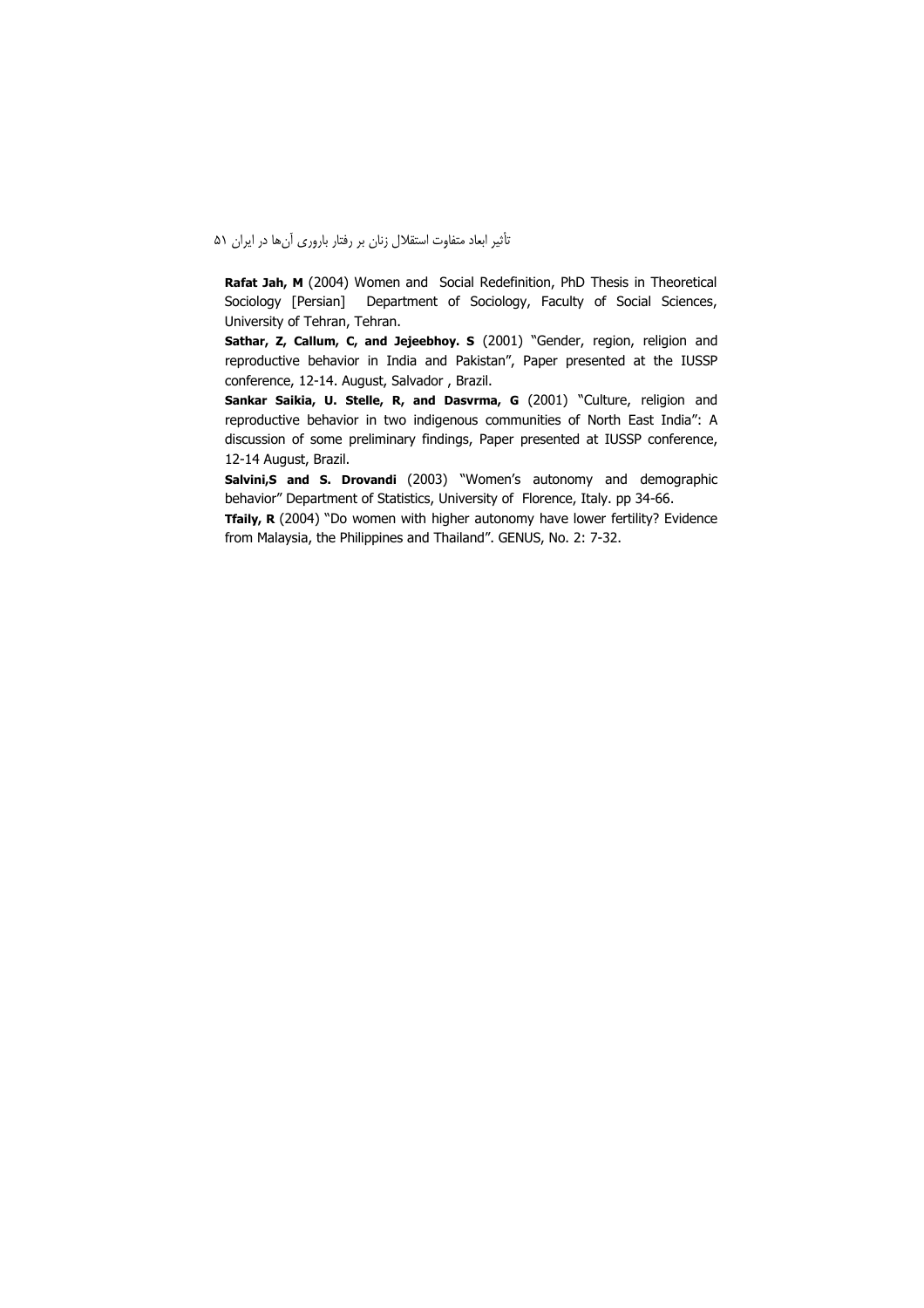**Rafat Jah, M** (2004) Women and Social Redefinition, PhD Thesis in Theoretical Sociology [Persian] Department of Sociology, Faculty of Social Sciences, University of Tehran, Tehran.

**Sathar, Z, Callum, C, and Jejeebhoy. S** (2001) "Gender, region, religion and reproductive behavior in India and Pakistan", Paper presented at the IUSSP conference, 12-14. August, Salvador , Brazil.

**Sankar Saikia, U. Stelle, R, and Dasvrma, G** (2001) "Culture, religion and reproductive behavior in two indigenous communities of North East India": A discussion of some preliminary findings, Paper presented at IUSSP conference, 12-14 August, Brazil.

**Salvini,S and S. Drovandi** (2003) "Women's autonomy and demographic behavior" Department of Statistics, University of Florence, Italy. pp 34-66.

**Tfaily, R** (2004) "Do women with higher autonomy have lower fertility? Evidence from Malaysia, the Philippines and Thailand". GENUS, No. 2: 7-32.